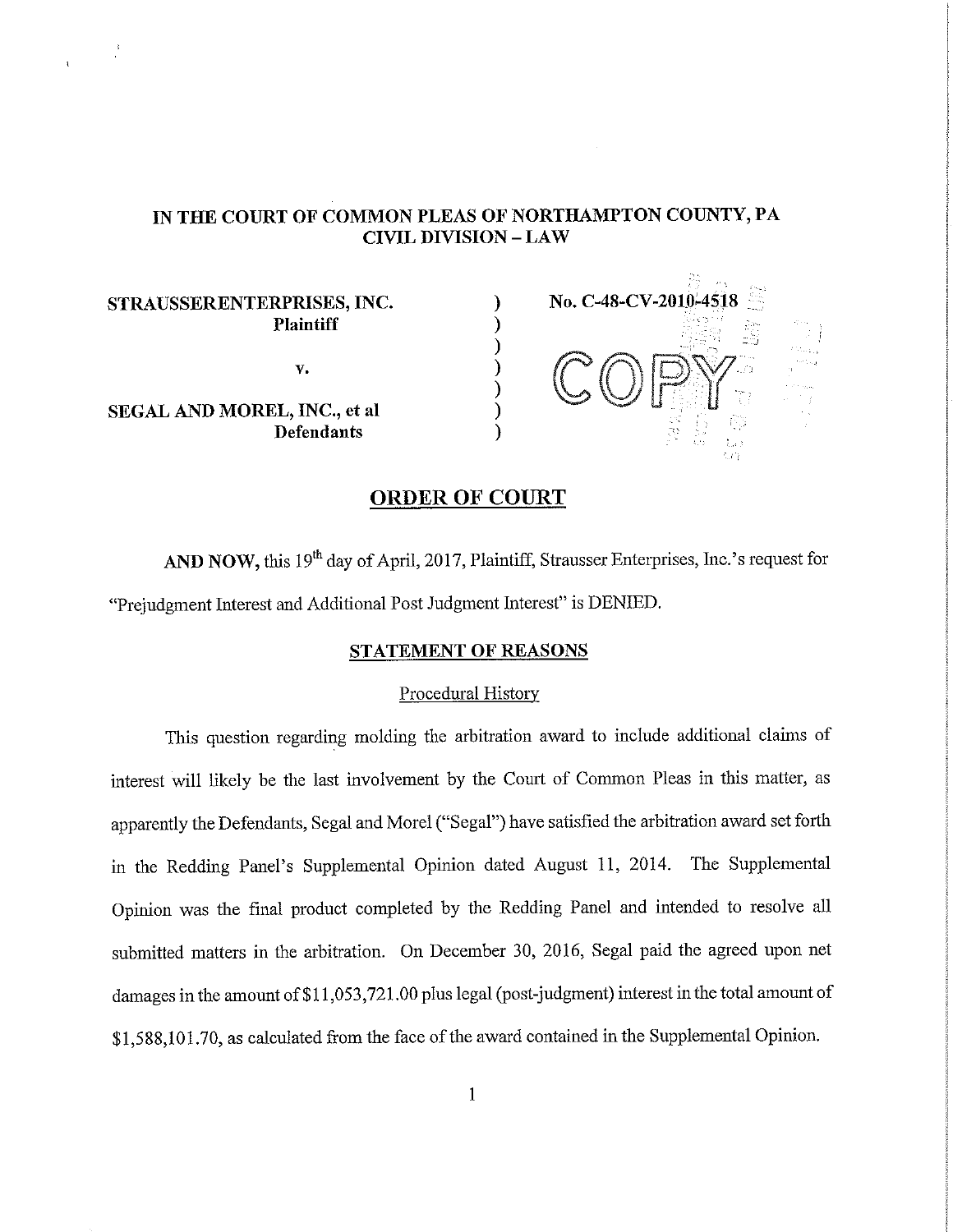**IN THE COURT OF COMMON PLEAS OF NORTHAMPTON COUNTY, PA**
**CIVIL DIVISION – LAW**

| | | |
|---|---|---|
| **STRAUSSERENTERPRISES, INC.** | ) | **No. C-48-CV-2010-4518** |
| **Plaintiff** | ) | |
| | ) | |
| **v.** | ) | |
| | ) | |
| **SEGAL AND MOREL, INC., et al** | ) | |
| **Defendants** | ) | |

COPY

## ORDER OF COURT

**AND NOW,** this 19th day of April, 2017, Plaintiff, Strausser Enterprises, Inc.'s request for "Prejudgment Interest and Additional Post Judgment Interest" is DENIED.

### STATEMENT OF REASONS

#### Procedural History

This question regarding molding the arbitration award to include additional claims of interest will likely be the last involvement by the Court of Common Pleas in this matter, as apparently the Defendants, Segal and Morel ("Segal") have satisfied the arbitration award set forth in the Redding Panel's Supplemental Opinion dated August 11, 2014. The Supplemental Opinion was the final product completed by the Redding Panel and intended to resolve all submitted matters in the arbitration. On December 30, 2016, Segal paid the agreed upon net damages in the amount of $11,053,721.00 plus legal (post-judgment) interest in the total amount of $1,588,101.70, as calculated from the face of the award contained in the Supplemental Opinion.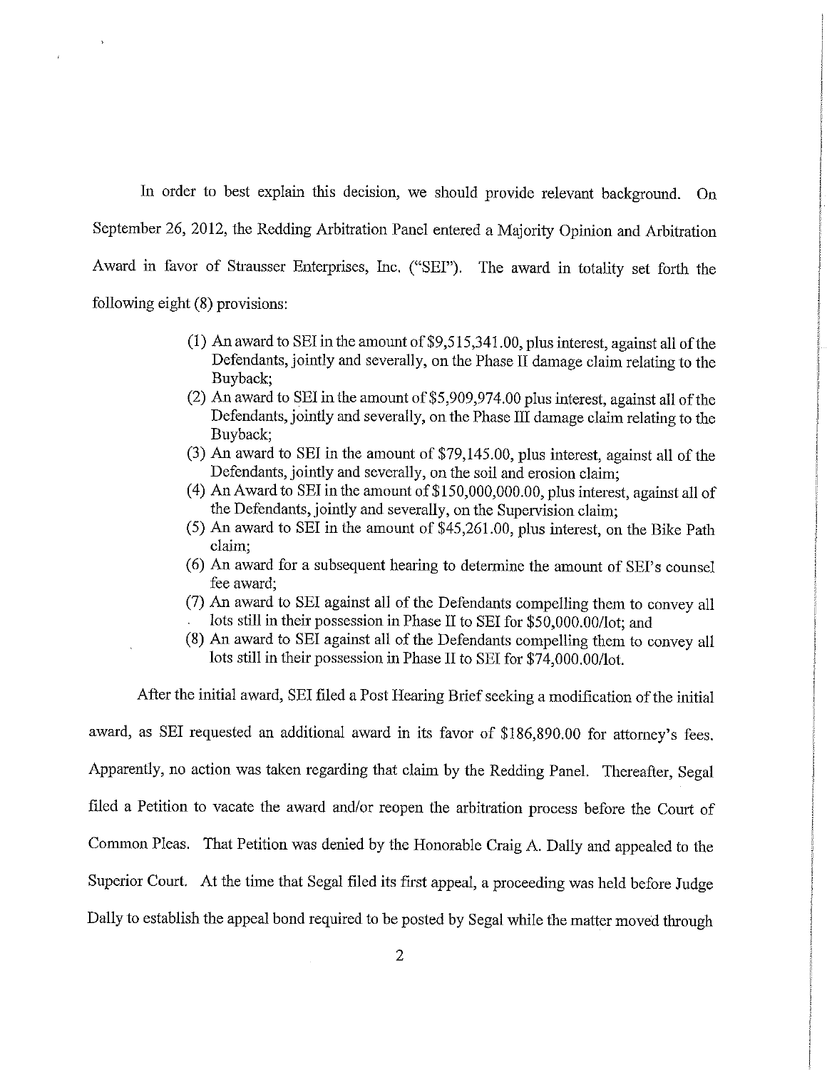In order to best explain this decision, we should provide relevant background. On September 26, 2012, the Redding Arbitration Panel entered a Majority Opinion and Arbitration Award in favor of Strausser Enterprises, Inc. ("SEI"). The award in totality set forth the following eight (8) provisions:

> (1) An award to SEI in the amount of $9,515,341.00, plus interest, against all of the Defendants, jointly and severally, on the Phase II damage claim relating to the Buyback;
> (2) An award to SEI in the amount of $5,909,974.00 plus interest, against all of the Defendants, jointly and severally, on the Phase III damage claim relating to the Buyback;
> (3) An award to SEI in the amount of $79,145.00, plus interest, against all of the Defendants, jointly and severally, on the soil and erosion claim;
> (4) An Award to SEI in the amount of $150,000,000.00, plus interest, against all of the Defendants, jointly and severally, on the Supervision claim;
> (5) An award to SEI in the amount of $45,261.00, plus interest, on the Bike Path claim;
> (6) An award for a subsequent hearing to determine the amount of SEI's counsel fee award;
> (7) An award to SEI against all of the Defendants compelling them to convey all lots still in their possession in Phase II to SEI for $50,000.00/lot; and
> (8) An award to SEI against all of the Defendants compelling them to convey all lots still in their possession in Phase II to SEI for $74,000.00/lot.

After the initial award, SEI filed a Post Hearing Brief seeking a modification of the initial award, as SEI requested an additional award in its favor of $186,890.00 for attorney's fees. Apparently, no action was taken regarding that claim by the Redding Panel. Thereafter, Segal filed a Petition to vacate the award and/or reopen the arbitration process before the Court of Common Pleas. That Petition was denied by the Honorable Craig A. Dally and appealed to the Superior Court. At the time that Segal filed its first appeal, a proceeding was held before Judge Dally to establish the appeal bond required to be posted by Segal while the matter moved through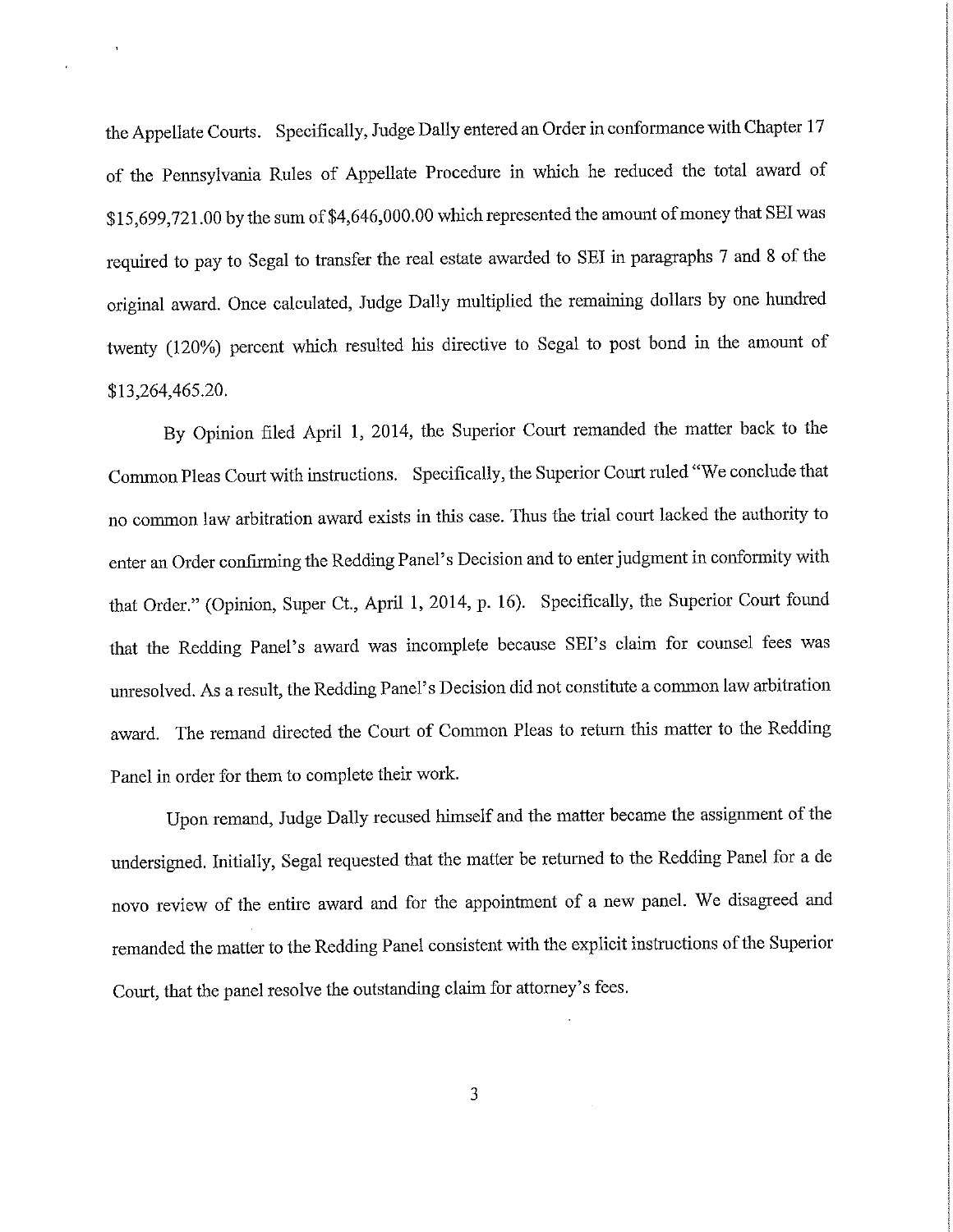the Appellate Courts. Specifically, Judge Dally entered an Order in conformance with Chapter 17 of the Pennsylvania Rules of Appellate Procedure in which he reduced the total award of $15,699,721.00 by the sum of $4,646,000.00 which represented the amount of money that SEI was required to pay to Segal to transfer the real estate awarded to SEI in paragraphs 7 and 8 of the original award. Once calculated, Judge Dally multiplied the remaining dollars by one hundred twenty (120%) percent which resulted his directive to Segal to post bond in the amount of $13,264,465.20.

By Opinion filed April 1, 2014, the Superior Court remanded the matter back to the Common Pleas Court with instructions. Specifically, the Superior Court ruled "We conclude that no common law arbitration award exists in this case. Thus the trial court lacked the authority to enter an Order confirming the Redding Panel's Decision and to enter judgment in conformity with that Order." (Opinion, Super Ct., April 1, 2014, p. 16). Specifically, the Superior Court found that the Redding Panel's award was incomplete because SEI's claim for counsel fees was unresolved. As a result, the Redding Panel's Decision did not constitute a common law arbitration award. The remand directed the Court of Common Pleas to return this matter to the Redding Panel in order for them to complete their work.

Upon remand, Judge Dally recused himself and the matter became the assignment of the undersigned. Initially, Segal requested that the matter be returned to the Redding Panel for a de novo review of the entire award and for the appointment of a new panel. We disagreed and remanded the matter to the Redding Panel consistent with the explicit instructions of the Superior Court, that the panel resolve the outstanding claim for attorney's fees.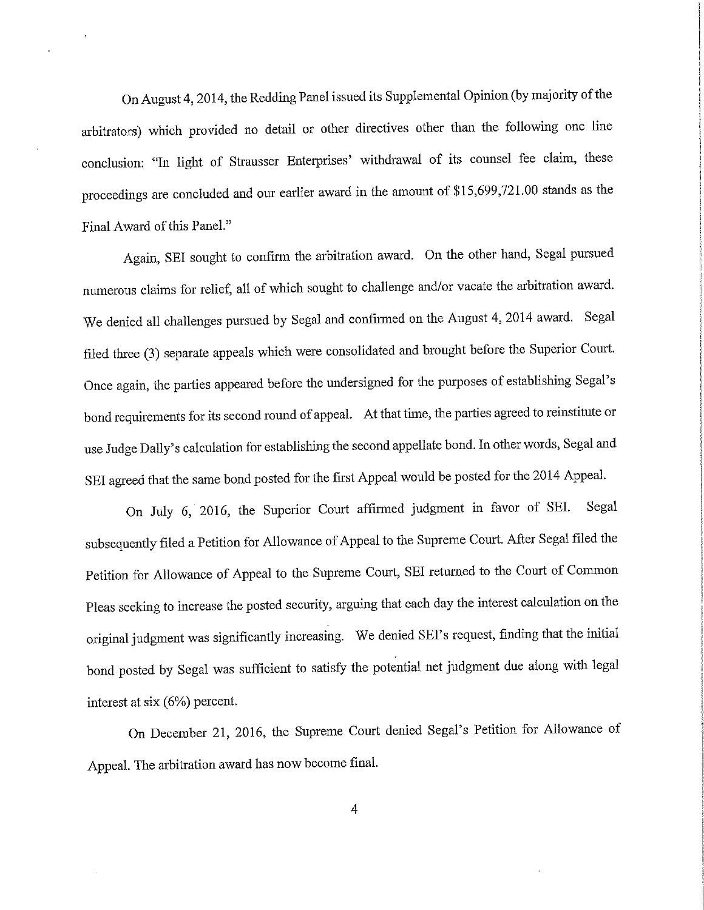On August 4, 2014, the Redding Panel issued its Supplemental Opinion (by majority of the arbitrators) which provided no detail or other directives other than the following one line conclusion: "In light of Strausser Enterprises' withdrawal of its counsel fee claim, these proceedings are concluded and our earlier award in the amount of $15,699,721.00 stands as the Final Award of this Panel."

Again, SEI sought to confirm the arbitration award. On the other hand, Segal pursued numerous claims for relief, all of which sought to challenge and/or vacate the arbitration award. We denied all challenges pursued by Segal and confirmed on the August 4, 2014 award. Segal filed three (3) separate appeals which were consolidated and brought before the Superior Court. Once again, the parties appeared before the undersigned for the purposes of establishing Segal's bond requirements for its second round of appeal. At that time, the parties agreed to reinstitute or use Judge Dally's calculation for establishing the second appellate bond. In other words, Segal and SEI agreed that the same bond posted for the first Appeal would be posted for the 2014 Appeal.

On July 6, 2016, the Superior Court affirmed judgment in favor of SEI. Segal subsequently filed a Petition for Allowance of Appeal to the Supreme Court. After Segal filed the Petition for Allowance of Appeal to the Supreme Court, SEI returned to the Court of Common Pleas seeking to increase the posted security, arguing that each day the interest calculation on the original judgment was significantly increasing. We denied SEI's request, finding that the initial bond posted by Segal was sufficient to satisfy the potential net judgment due along with legal interest at six (6%) percent.

On December 21, 2016, the Supreme Court denied Segal's Petition for Allowance of Appeal. The arbitration award has now become final.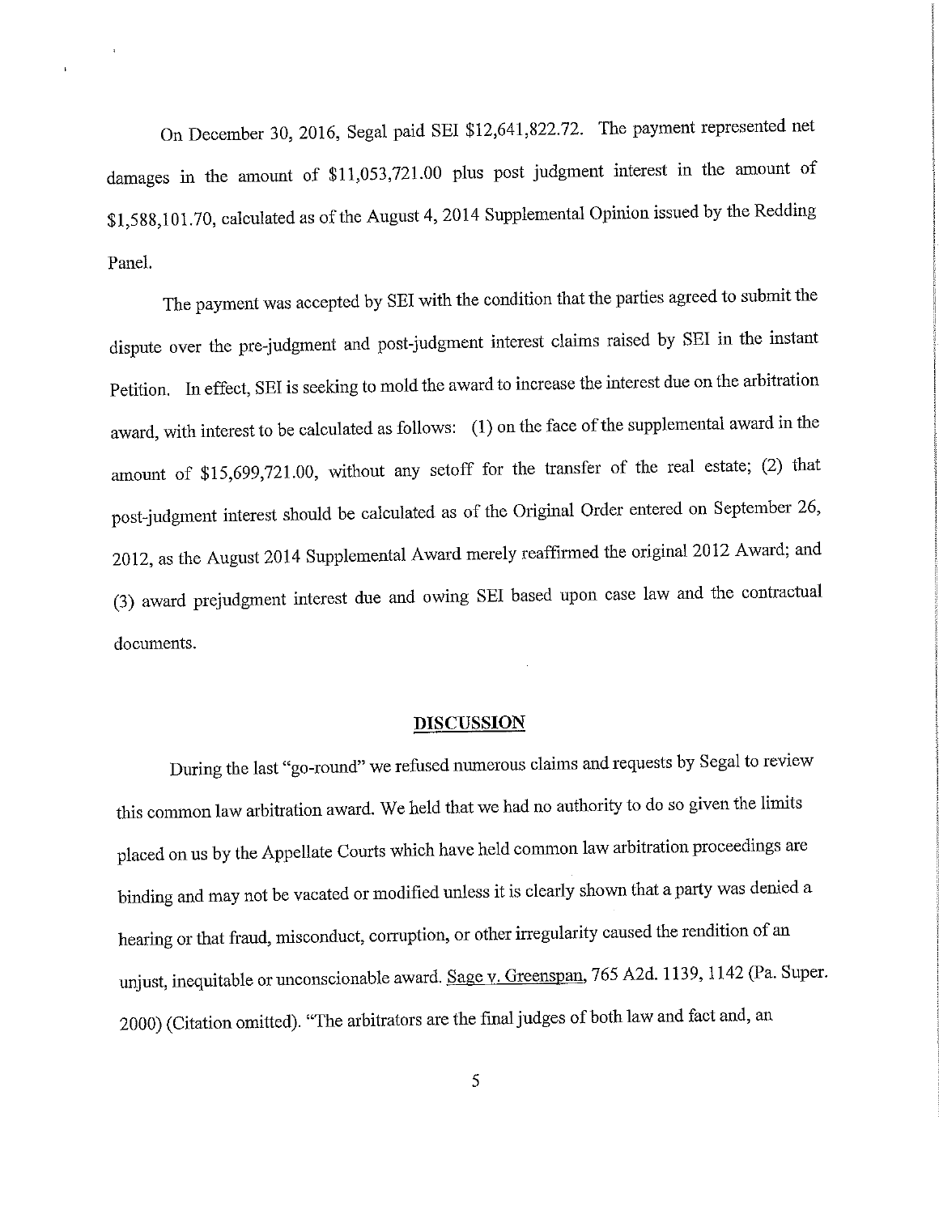On December 30, 2016, Segal paid SEI $12,641,822.72. The payment represented net damages in the amount of $11,053,721.00 plus post judgment interest in the amount of $1,588,101.70, calculated as of the August 4, 2014 Supplemental Opinion issued by the Redding Panel.

The payment was accepted by SEI with the condition that the parties agreed to submit the dispute over the pre-judgment and post-judgment interest claims raised by SEI in the instant Petition. In effect, SEI is seeking to mold the award to increase the interest due on the arbitration award, with interest to be calculated as follows: (1) on the face of the supplemental award in the amount of $15,699,721.00, without any setoff for the transfer of the real estate; (2) that post-judgment interest should be calculated as of the Original Order entered on September 26, 2012, as the August 2014 Supplemental Award merely reaffirmed the original 2012 Award; and (3) award prejudgment interest due and owing SEI based upon case law and the contractual documents.

## DISCUSSION

During the last "go-round" we refused numerous claims and requests by Segal to review this common law arbitration award. We held that we had no authority to do so given the limits placed on us by the Appellate Courts which have held common law arbitration proceedings are binding and may not be vacated or modified unless it is clearly shown that a party was denied a hearing or that fraud, misconduct, corruption, or other irregularity caused the rendition of an unjust, inequitable or unconscionable award. Sage v. Greenspan, 765 A2d. 1139, 1142 (Pa. Super. 2000) (Citation omitted). "The arbitrators are the final judges of both law and fact and, an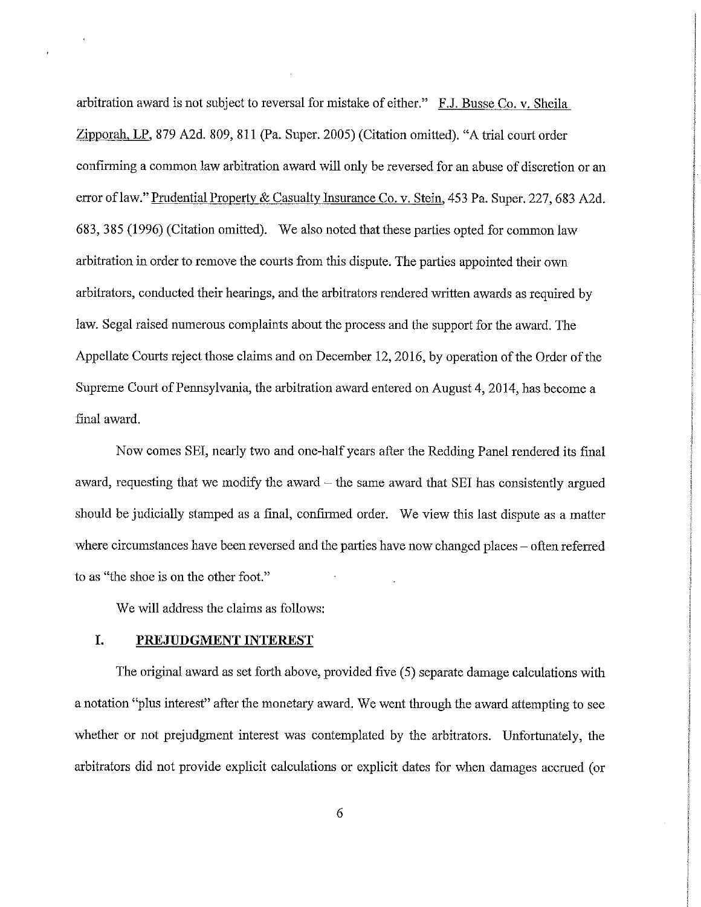arbitration award is not subject to reversal for mistake of either." F.J. Busse Co. v. Sheila Zipporah, LP, 879 A2d. 809, 811 (Pa. Super. 2005) (Citation omitted). "A trial court order confirming a common law arbitration award will only be reversed for an abuse of discretion or an error of law." Prudential Property & Casualty Insurance Co. v. Stein, 453 Pa. Super. 227, 683 A2d. 683, 385 (1996) (Citation omitted). We also noted that these parties opted for common law arbitration in order to remove the courts from this dispute. The parties appointed their own arbitrators, conducted their hearings, and the arbitrators rendered written awards as required by law. Segal raised numerous complaints about the process and the support for the award. The Appellate Courts reject those claims and on December 12, 2016, by operation of the Order of the Supreme Court of Pennsylvania, the arbitration award entered on August 4, 2014, has become a final award.

Now comes SEI, nearly two and one-half years after the Redding Panel rendered its final award, requesting that we modify the award – the same award that SEI has consistently argued should be judicially stamped as a final, confirmed order. We view this last dispute as a matter where circumstances have been reversed and the parties have now changed places – often referred to as "the shoe is on the other foot."

We will address the claims as follows:

## I. PREJUDGMENT INTEREST

The original award as set forth above, provided five (5) separate damage calculations with a notation "plus interest" after the monetary award. We went through the award attempting to see whether or not prejudgment interest was contemplated by the arbitrators. Unfortunately, the arbitrators did not provide explicit calculations or explicit dates for when damages accrued (or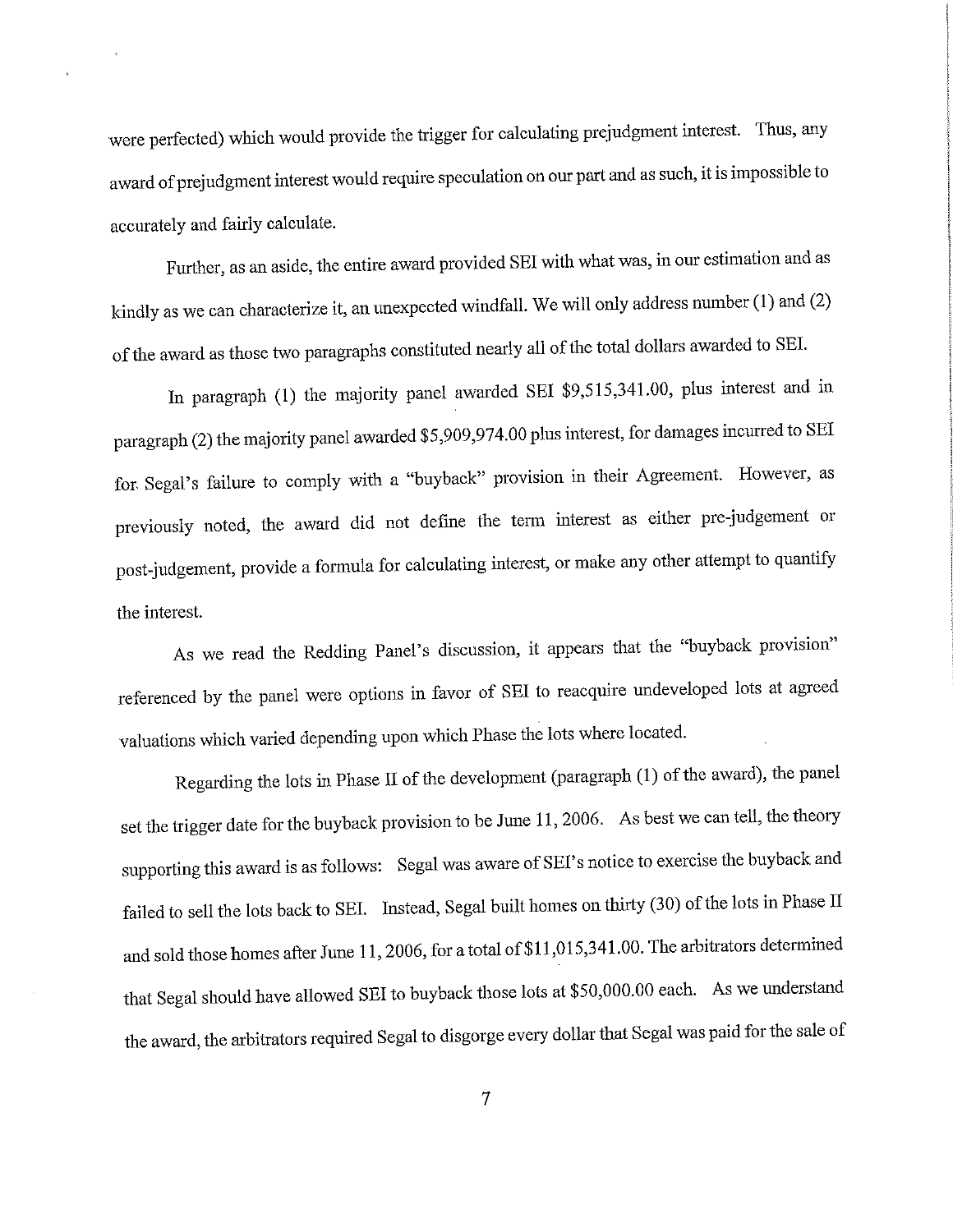were perfected) which would provide the trigger for calculating prejudgment interest. Thus, any award of prejudgment interest would require speculation on our part and as such, it is impossible to accurately and fairly calculate.

Further, as an aside, the entire award provided SEI with what was, in our estimation and as kindly as we can characterize it, an unexpected windfall. We will only address number (1) and (2) of the award as those two paragraphs constituted nearly all of the total dollars awarded to SEI.

In paragraph (1) the majority panel awarded SEI $9,515,341.00, plus interest and in paragraph (2) the majority panel awarded $5,909,974.00 plus interest, for damages incurred to SEI for Segal's failure to comply with a "buyback" provision in their Agreement. However, as previously noted, the award did not define the term interest as either pre-judgement or post-judgement, provide a formula for calculating interest, or make any other attempt to quantify the interest.

As we read the Redding Panel's discussion, it appears that the "buyback provision" referenced by the panel were options in favor of SEI to reacquire undeveloped lots at agreed valuations which varied depending upon which Phase the lots where located.

Regarding the lots in Phase II of the development (paragraph (1) of the award), the panel set the trigger date for the buyback provision to be June 11, 2006. As best we can tell, the theory supporting this award is as follows: Segal was aware of SEI's notice to exercise the buyback and failed to sell the lots back to SEI. Instead, Segal built homes on thirty (30) of the lots in Phase II and sold those homes after June 11, 2006, for a total of $11,015,341.00. The arbitrators determined that Segal should have allowed SEI to buyback those lots at $50,000.00 each. As we understand the award, the arbitrators required Segal to disgorge every dollar that Segal was paid for the sale of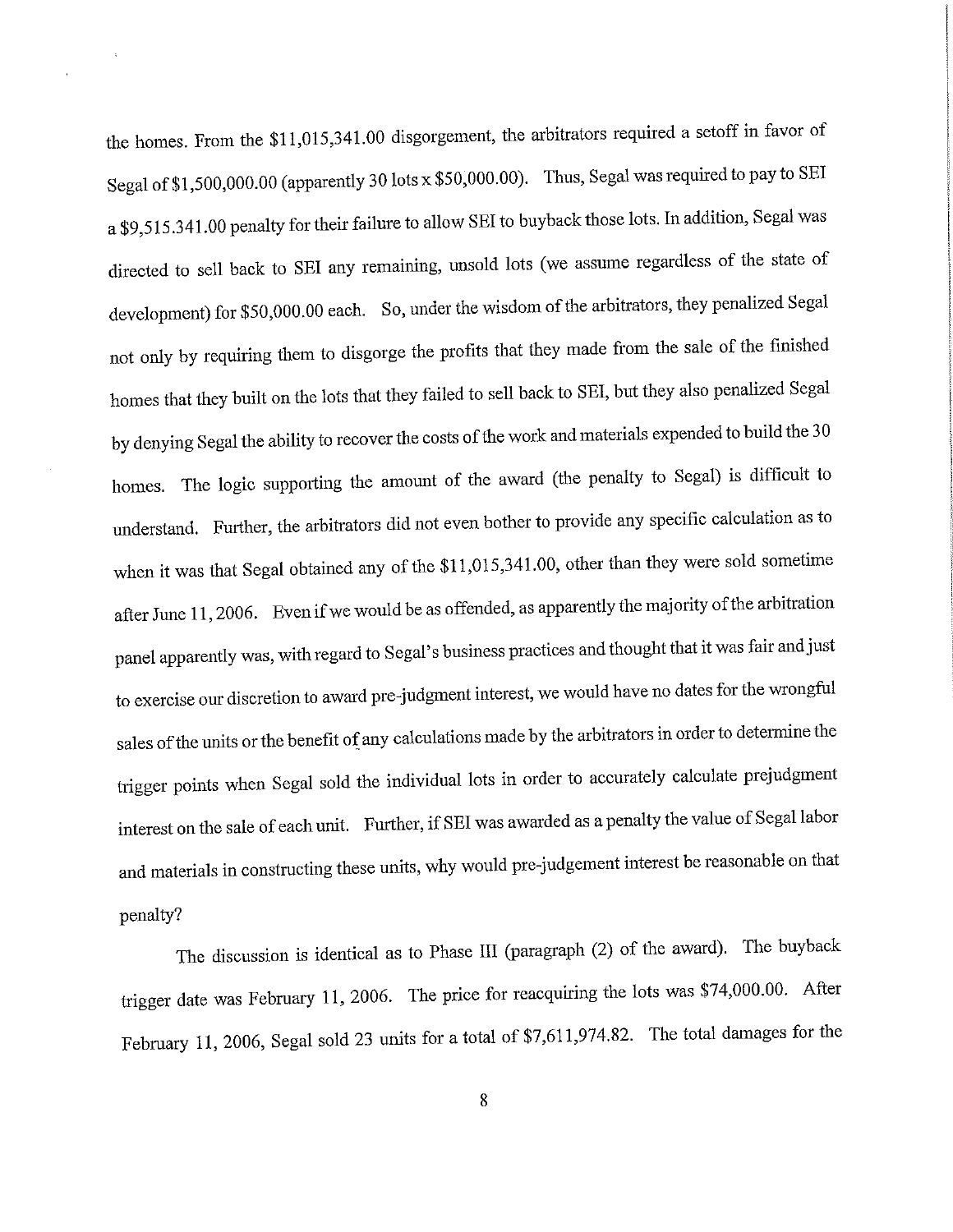the homes. From the $11,015,341.00 disgorgement, the arbitrators required a setoff in favor of Segal of $1,500,000.00 (apparently 30 lots x $50,000.00). Thus, Segal was required to pay to SEI a $9,515.341.00 penalty for their failure to allow SEI to buyback those lots. In addition, Segal was directed to sell back to SEI any remaining, unsold lots (we assume regardless of the state of development) for $50,000.00 each. So, under the wisdom of the arbitrators, they penalized Segal not only by requiring them to disgorge the profits that they made from the sale of the finished homes that they built on the lots that they failed to sell back to SEI, but they also penalized Segal by denying Segal the ability to recover the costs of the work and materials expended to build the 30 homes. The logic supporting the amount of the award (the penalty to Segal) is difficult to understand. Further, the arbitrators did not even bother to provide any specific calculation as to when it was that Segal obtained any of the $11,015,341.00, other than they were sold sometime after June 11, 2006. Even if we would be as offended, as apparently the majority of the arbitration panel apparently was, with regard to Segal's business practices and thought that it was fair and just to exercise our discretion to award pre-judgment interest, we would have no dates for the wrongful sales of the units or the benefit of any calculations made by the arbitrators in order to determine the trigger points when Segal sold the individual lots in order to accurately calculate prejudgment interest on the sale of each unit. Further, if SEI was awarded as a penalty the value of Segal labor and materials in constructing these units, why would pre-judgement interest be reasonable on that penalty?

The discussion is identical as to Phase III (paragraph (2) of the award). The buyback trigger date was February 11, 2006. The price for reacquiring the lots was $74,000.00. After February 11, 2006, Segal sold 23 units for a total of $7,611,974.82. The total damages for the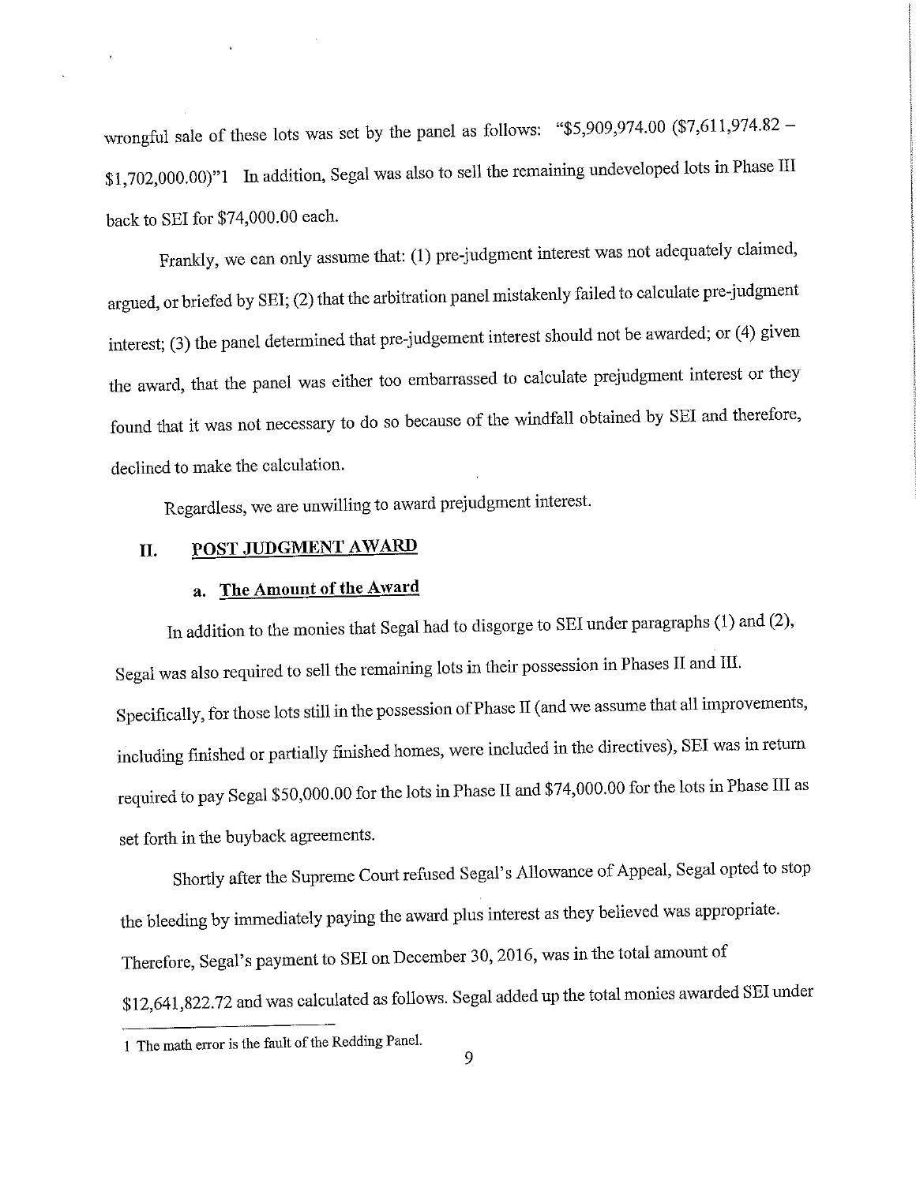wrongful sale of these lots was set by the panel as follows: "$5,909,974.00 ($7,611,974.82 – $1,702,000.00)"[1] In addition, Segal was also to sell the remaining undeveloped lots in Phase III back to SEI for $74,000.00 each.

Frankly, we can only assume that: (1) pre-judgment interest was not adequately claimed, argued, or briefed by SEI; (2) that the arbitration panel mistakenly failed to calculate pre-judgment interest; (3) the panel determined that pre-judgement interest should not be awarded; or (4) given the award, that the panel was either too embarrassed to calculate prejudgment interest or they found that it was not necessary to do so because of the windfall obtained by SEI and therefore, declined to make the calculation.

Regardless, we are unwilling to award prejudgment interest.

## II. POST JUDGMENT AWARD

### a. The Amount of the Award

In addition to the monies that Segal had to disgorge to SEI under paragraphs (1) and (2), Segal was also required to sell the remaining lots in their possession in Phases II and III. Specifically, for those lots still in the possession of Phase II (and we assume that all improvements, including finished or partially finished homes, were included in the directives), SEI was in return required to pay Segal $50,000.00 for the lots in Phase II and $74,000.00 for the lots in Phase III as set forth in the buyback agreements.

Shortly after the Supreme Court refused Segal's Allowance of Appeal, Segal opted to stop the bleeding by immediately paying the award plus interest as they believed was appropriate. Therefore, Segal's payment to SEI on December 30, 2016, was in the total amount of $12,641,822.72 and was calculated as follows. Segal added up the total monies awarded SEI under

---

[1] The math error is the fault of the Redding Panel.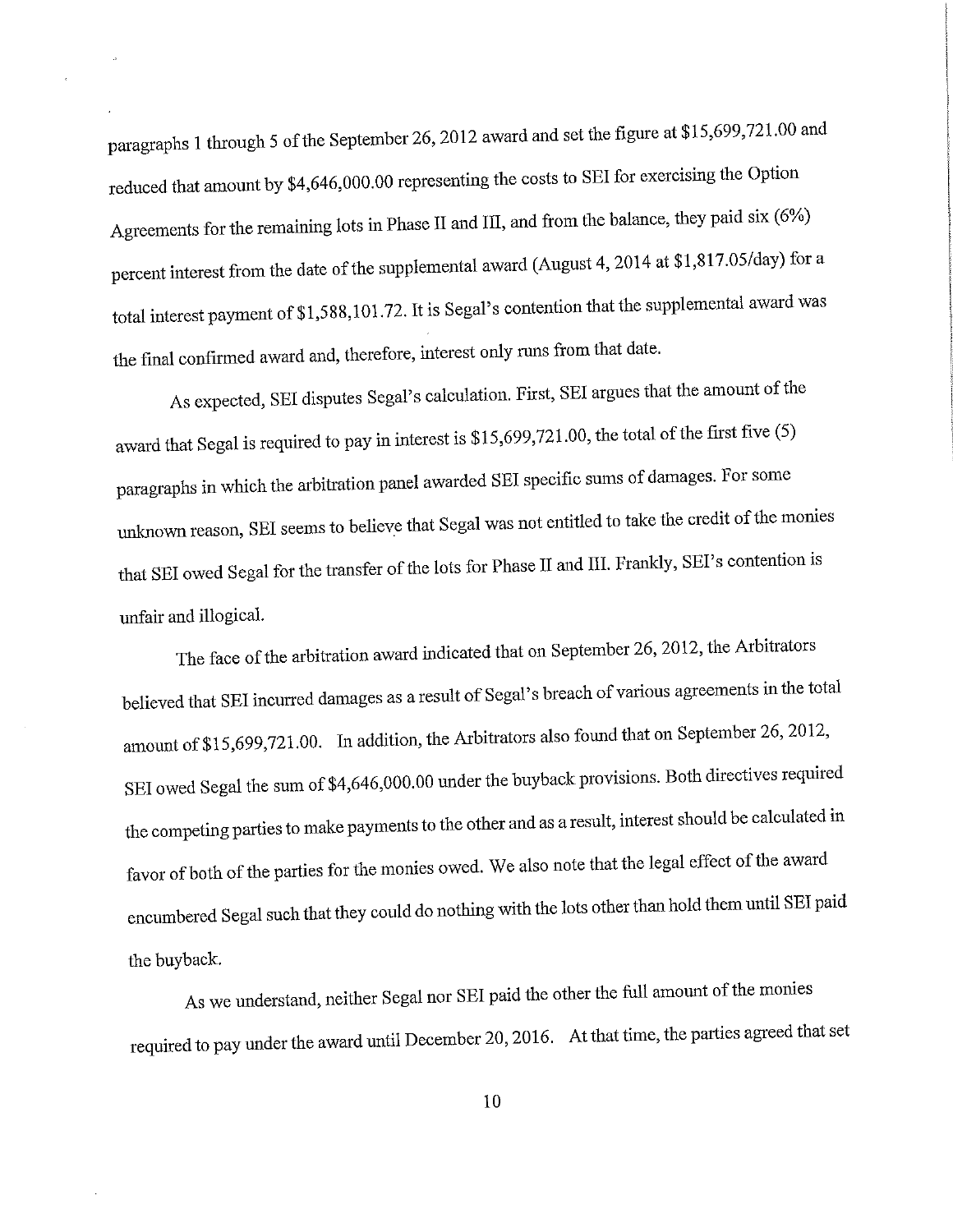paragraphs 1 through 5 of the September 26, 2012 award and set the figure at $15,699,721.00 and reduced that amount by $4,646,000.00 representing the costs to SEI for exercising the Option Agreements for the remaining lots in Phase II and III, and from the balance, they paid six (6%) percent interest from the date of the supplemental award (August 4, 2014 at $1,817.05/day) for a total interest payment of $1,588,101.72. It is Segal's contention that the supplemental award was the final confirmed award and, therefore, interest only runs from that date.

As expected, SEI disputes Segal's calculation. First, SEI argues that the amount of the award that Segal is required to pay in interest is $15,699,721.00, the total of the first five (5) paragraphs in which the arbitration panel awarded SEI specific sums of damages. For some unknown reason, SEI seems to believe that Segal was not entitled to take the credit of the monies that SEI owed Segal for the transfer of the lots for Phase II and III. Frankly, SEI's contention is unfair and illogical.

The face of the arbitration award indicated that on September 26, 2012, the Arbitrators believed that SEI incurred damages as a result of Segal's breach of various agreements in the total amount of $15,699,721.00. In addition, the Arbitrators also found that on September 26, 2012, SEI owed Segal the sum of $4,646,000.00 under the buyback provisions. Both directives required the competing parties to make payments to the other and as a result, interest should be calculated in favor of both of the parties for the monies owed. We also note that the legal effect of the award encumbered Segal such that they could do nothing with the lots other than hold them until SEI paid the buyback.

As we understand, neither Segal nor SEI paid the other the full amount of the monies required to pay under the award until December 20, 2016. At that time, the parties agreed that set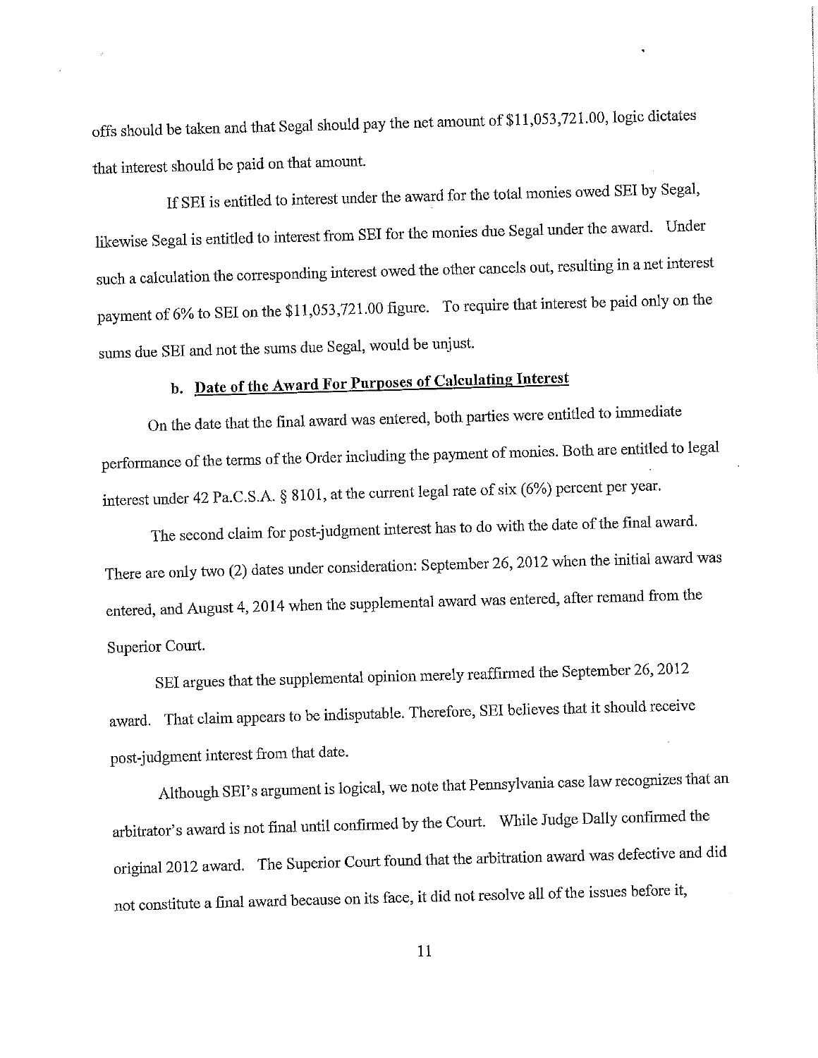offs should be taken and that Segal should pay the net amount of $11,053,721.00, logic dictates that interest should be paid on that amount.

If SEI is entitled to interest under the award for the total monies owed SEI by Segal, likewise Segal is entitled to interest from SEI for the monies due Segal under the award. Under such a calculation the corresponding interest owed the other cancels out, resulting in a net interest payment of 6% to SEI on the $11,053,721.00 figure. To require that interest be paid only on the sums due SEI and not the sums due Segal, would be unjust.

**b. Date of the Award For Purposes of Calculating Interest**

On the date that the final award was entered, both parties were entitled to immediate performance of the terms of the Order including the payment of monies. Both are entitled to legal interest under 42 Pa.C.S.A. § 8101, at the current legal rate of six (6%) percent per year.

The second claim for post-judgment interest has to do with the date of the final award. There are only two (2) dates under consideration: September 26, 2012 when the initial award was entered, and August 4, 2014 when the supplemental award was entered, after remand from the Superior Court.

SEI argues that the supplemental opinion merely reaffirmed the September 26, 2012 award. That claim appears to be indisputable. Therefore, SEI believes that it should receive post-judgment interest from that date.

Although SEI's argument is logical, we note that Pennsylvania case law recognizes that an arbitrator's award is not final until confirmed by the Court. While Judge Dally confirmed the original 2012 award. The Superior Court found that the arbitration award was defective and did not constitute a final award because on its face, it did not resolve all of the issues before it,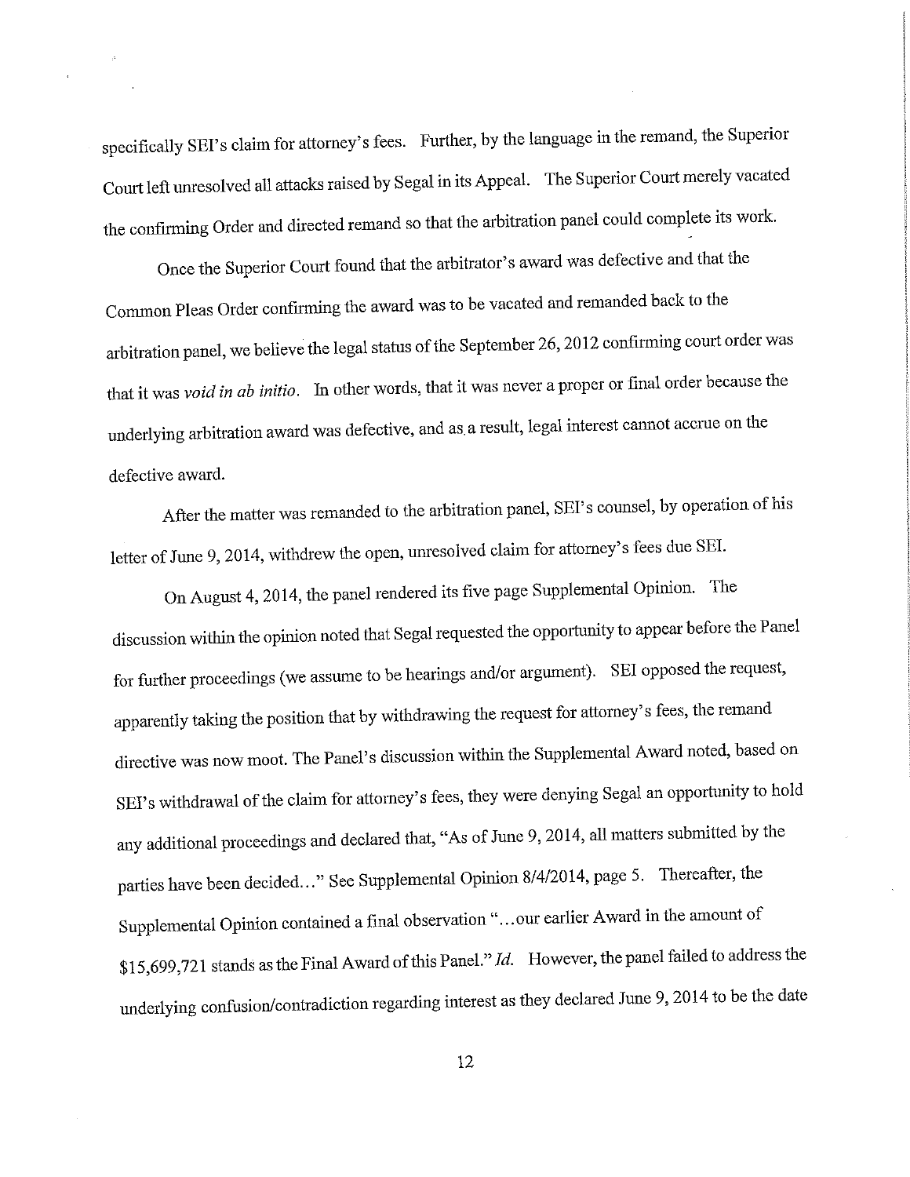specifically SEI's claim for attorney's fees. Further, by the language in the remand, the Superior Court left unresolved all attacks raised by Segal in its Appeal. The Superior Court merely vacated the confirming Order and directed remand so that the arbitration panel could complete its work.

Once the Superior Court found that the arbitrator's award was defective and that the Common Pleas Order confirming the award was to be vacated and remanded back to the arbitration panel, we believe the legal status of the September 26, 2012 confirming court order was that it was *void in ab initio*. In other words, that it was never a proper or final order because the underlying arbitration award was defective, and as a result, legal interest cannot accrue on the defective award.

After the matter was remanded to the arbitration panel, SEI's counsel, by operation of his letter of June 9, 2014, withdrew the open, unresolved claim for attorney's fees due SEI.

On August 4, 2014, the panel rendered its five page Supplemental Opinion. The discussion within the opinion noted that Segal requested the opportunity to appear before the Panel for further proceedings (we assume to be hearings and/or argument). SEI opposed the request, apparently taking the position that by withdrawing the request for attorney's fees, the remand directive was now moot. The Panel's discussion within the Supplemental Award noted, based on SEI's withdrawal of the claim for attorney's fees, they were denying Segal an opportunity to hold any additional proceedings and declared that, "As of June 9, 2014, all matters submitted by the parties have been decided..." See Supplemental Opinion 8/4/2014, page 5. Thereafter, the Supplemental Opinion contained a final observation "...our earlier Award in the amount of $15,699,721 stands as the Final Award of this Panel." *Id.* However, the panel failed to address the underlying confusion/contradiction regarding interest as they declared June 9, 2014 to be the date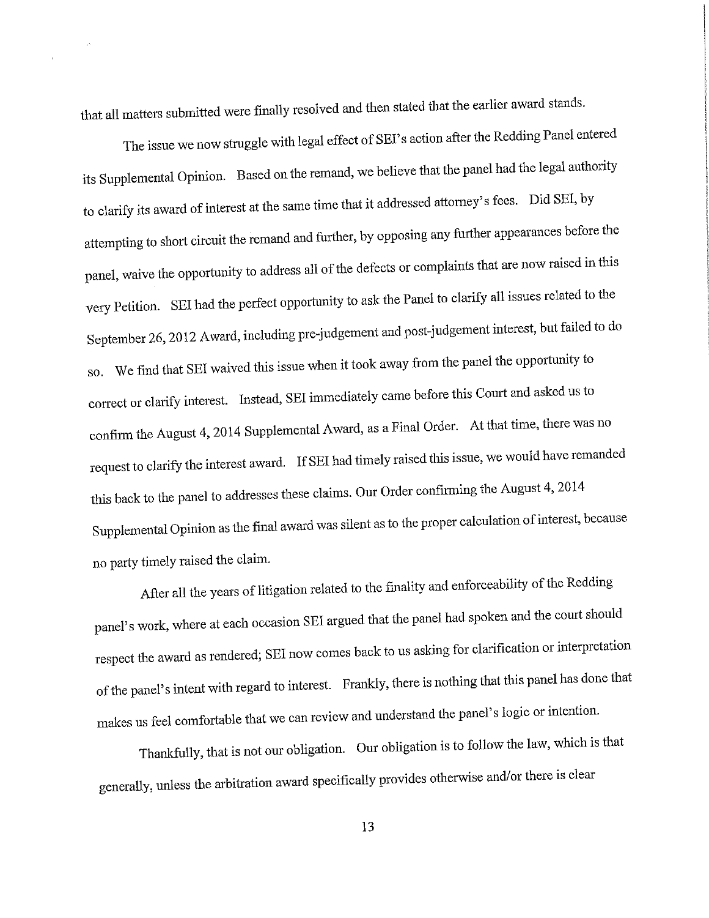that all matters submitted were finally resolved and then stated that the earlier award stands.

The issue we now struggle with legal effect of SEI's action after the Redding Panel entered its Supplemental Opinion. Based on the remand, we believe that the panel had the legal authority to clarify its award of interest at the same time that it addressed attorney's fees. Did SEI, by attempting to short circuit the remand and further, by opposing any further appearances before the panel, waive the opportunity to address all of the defects or complaints that are now raised in this very Petition. SEI had the perfect opportunity to ask the Panel to clarify all issues related to the September 26, 2012 Award, including pre-judgement and post-judgement interest, but failed to do so. We find that SEI waived this issue when it took away from the panel the opportunity to correct or clarify interest. Instead, SEI immediately came before this Court and asked us to confirm the August 4, 2014 Supplemental Award, as a Final Order. At that time, there was no request to clarify the interest award. If SEI had timely raised this issue, we would have remanded this back to the panel to addresses these claims. Our Order confirming the August 4, 2014 Supplemental Opinion as the final award was silent as to the proper calculation of interest, because no party timely raised the claim.

After all the years of litigation related to the finality and enforceability of the Redding panel's work, where at each occasion SEI argued that the panel had spoken and the court should respect the award as rendered; SEI now comes back to us asking for clarification or interpretation of the panel's intent with regard to interest. Frankly, there is nothing that this panel has done that makes us feel comfortable that we can review and understand the panel's logic or intention.

Thankfully, that is not our obligation. Our obligation is to follow the law, which is that generally, unless the arbitration award specifically provides otherwise and/or there is clear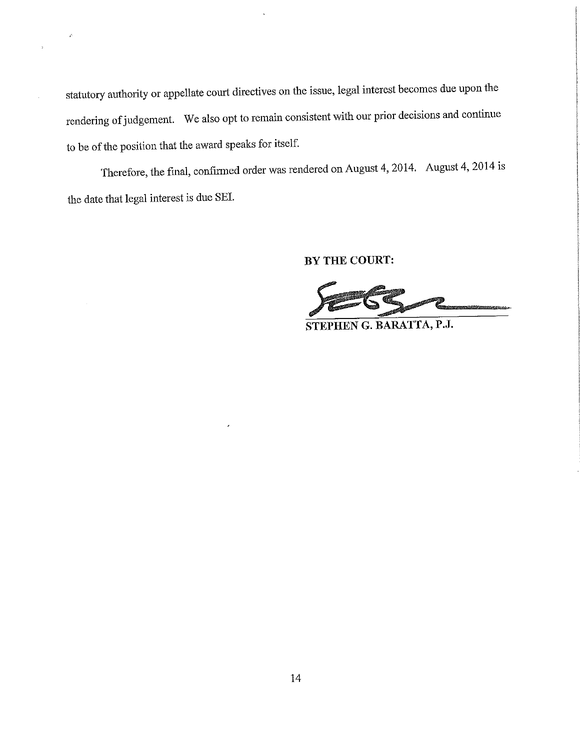statutory authority or appellate court directives on the issue, legal interest becomes due upon the rendering of judgement. We also opt to remain consistent with our prior decisions and continue to be of the position that the award speaks for itself.

Therefore, the final, confirmed order was rendered on August 4, 2014. August 4, 2014 is the date that legal interest is due SEI.

**BY THE COURT:**

**STEPHEN G. BARATTA, P.J.**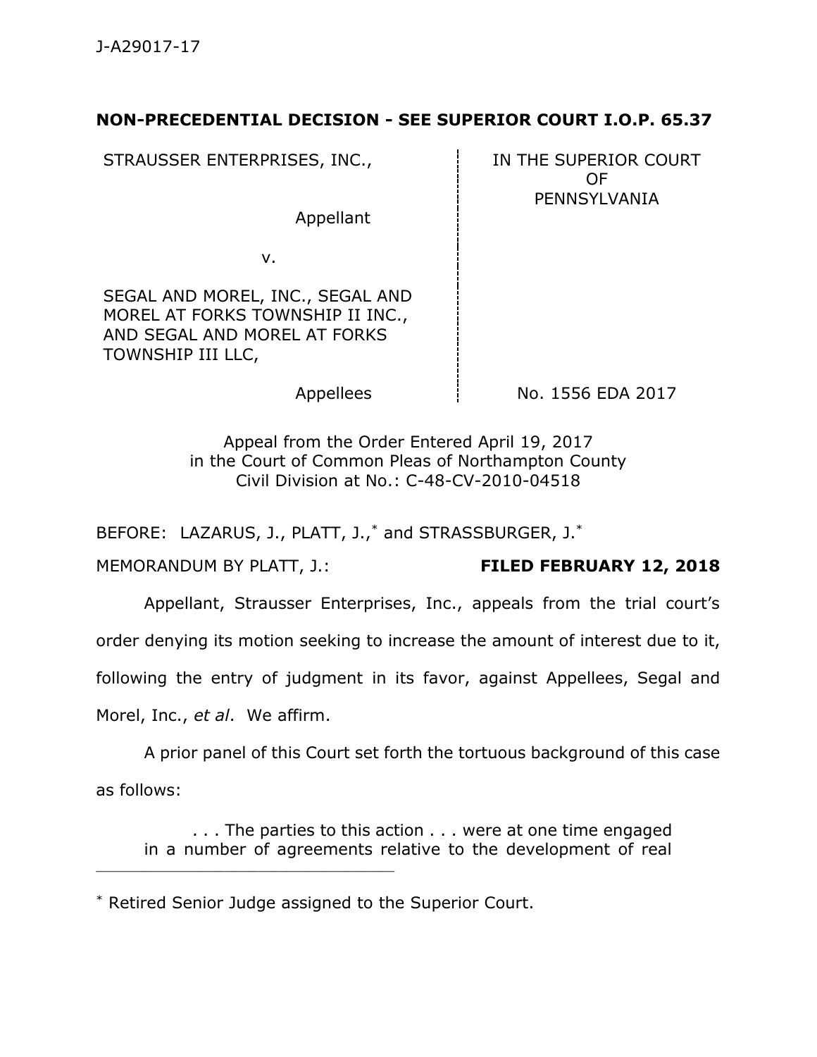**NON-PRECEDENTIAL DECISION - SEE SUPERIOR COURT I.O.P. 65.37**

| | |
|---|---|
| STRAUSSER ENTERPRISES, INC., Appellant v. SEGAL AND MOREL, INC., SEGAL AND MOREL AT FORKS TOWNSHIP II INC., AND SEGAL AND MOREL AT FORKS TOWNSHIP III LLC, Appellees | IN THE SUPERIOR COURT OF PENNSYLVANIA No. 1556 EDA 2017 |

Appeal from the Order Entered April 19, 2017
in the Court of Common Pleas of Northampton County
Civil Division at No.: C-48-CV-2010-04518

BEFORE: LAZARUS, J., PLATT, J.,* and STRASSBURGER, J.*

MEMORANDUM BY PLATT, J.: **FILED FEBRUARY 12, 2018**

Appellant, Strausser Enterprises, Inc., appeals from the trial court's order denying its motion seeking to increase the amount of interest due to it, following the entry of judgment in its favor, against Appellees, Segal and Morel, Inc., *et al*. We affirm.

A prior panel of this Court set forth the tortuous background of this case as follows:

> . . . The parties to this action . . . were at one time engaged in a number of agreements relative to the development of real

---

* Retired Senior Judge assigned to the Superior Court.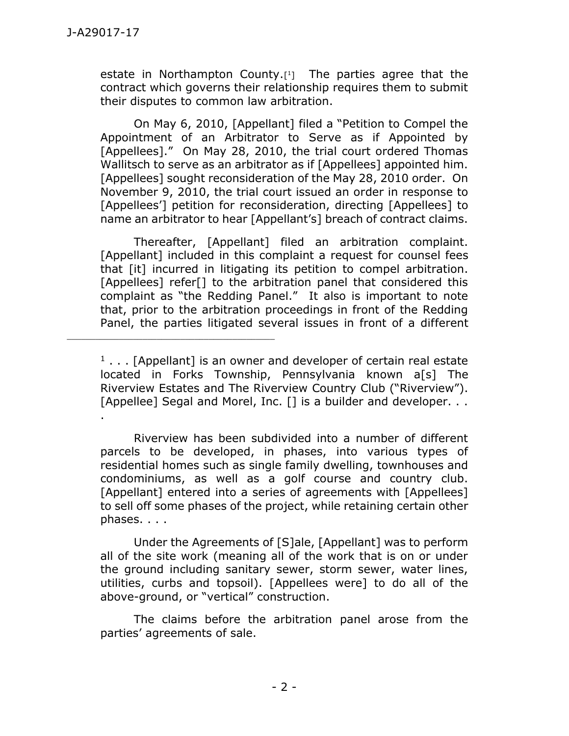estate in Northampton County.[1] The parties agree that the contract which governs their relationship requires them to submit their disputes to common law arbitration.

On May 6, 2010, [Appellant] filed a "Petition to Compel the Appointment of an Arbitrator to Serve as if Appointed by [Appellees]." On May 28, 2010, the trial court ordered Thomas Wallitsch to serve as an arbitrator as if [Appellees] appointed him. [Appellees] sought reconsideration of the May 28, 2010 order. On November 9, 2010, the trial court issued an order in response to [Appellees'] petition for reconsideration, directing [Appellees] to name an arbitrator to hear [Appellant's] breach of contract claims.

Thereafter, [Appellant] filed an arbitration complaint. [Appellant] included in this complaint a request for counsel fees that [it] incurred in litigating its petition to compel arbitration. [Appellees] refer[] to the arbitration panel that considered this complaint as "the Redding Panel." It also is important to note that, prior to the arbitration proceedings in front of the Redding Panel, the parties litigated several issues in front of a different

---

[1] . . . [Appellant] is an owner and developer of certain real estate located in Forks Township, Pennsylvania known a[s] The Riverview Estates and The Riverview Country Club ("Riverview"). [Appellee] Segal and Morel, Inc. [] is a builder and developer. . . .

Riverview has been subdivided into a number of different parcels to be developed, in phases, into various types of residential homes such as single family dwelling, townhouses and condominiums, as well as a golf course and country club. [Appellant] entered into a series of agreements with [Appellees] to sell off some phases of the project, while retaining certain other phases. . . .

Under the Agreements of [S]ale, [Appellant] was to perform all of the site work (meaning all of the work that is on or under the ground including sanitary sewer, storm sewer, water lines, utilities, curbs and topsoil). [Appellees were] to do all of the above-ground, or "vertical" construction.

The claims before the arbitration panel arose from the parties' agreements of sale.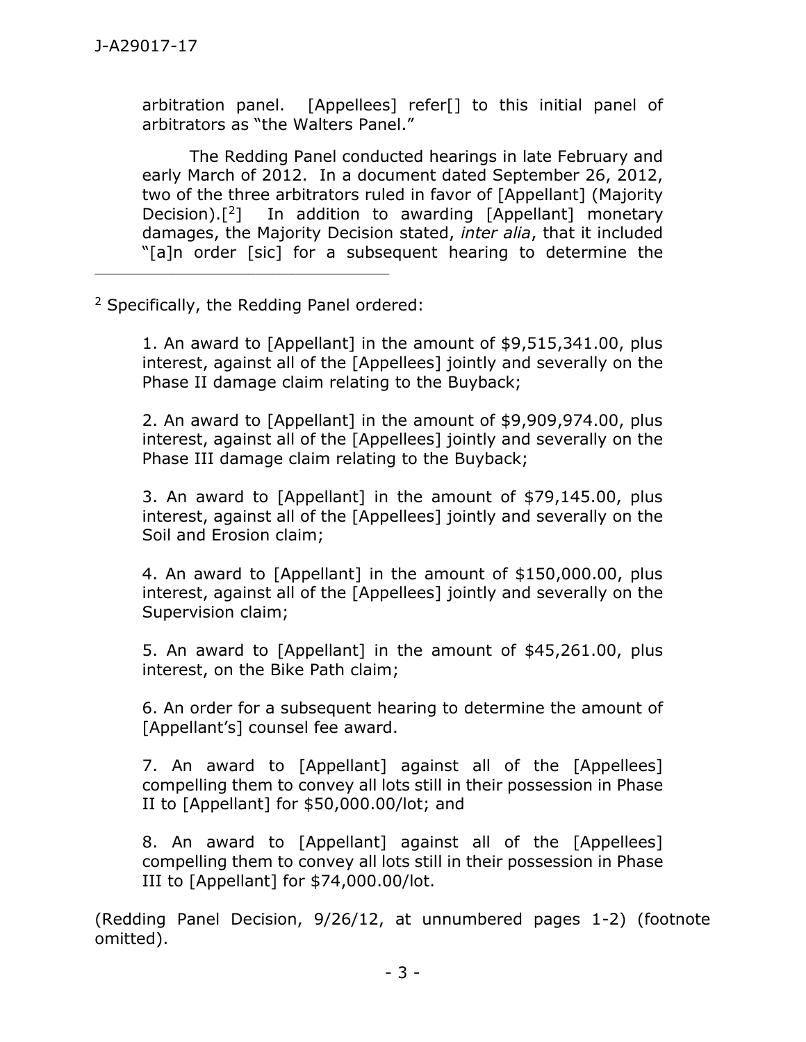arbitration panel. [Appellees] refer[] to this initial panel of arbitrators as "the Walters Panel."

The Redding Panel conducted hearings in late February and early March of 2012. In a document dated September 26, 2012, two of the three arbitrators ruled in favor of [Appellant] (Majority Decision).[2] In addition to awarding [Appellant] monetary damages, the Majority Decision stated, *inter alia*, that it included "[a]n order [sic] for a subsequent hearing to determine the

---

[2] Specifically, the Redding Panel ordered:

> 1. An award to [Appellant] in the amount of $9,515,341.00, plus interest, against all of the [Appellees] jointly and severally on the Phase II damage claim relating to the Buyback;
>
> 2. An award to [Appellant] in the amount of $9,909,974.00, plus interest, against all of the [Appellees] jointly and severally on the Phase III damage claim relating to the Buyback;
>
> 3. An award to [Appellant] in the amount of $79,145.00, plus interest, against all of the [Appellees] jointly and severally on the Soil and Erosion claim;
>
> 4. An award to [Appellant] in the amount of $150,000.00, plus interest, against all of the [Appellees] jointly and severally on the Supervision claim;
>
> 5. An award to [Appellant] in the amount of $45,261.00, plus interest, on the Bike Path claim;
>
> 6. An order for a subsequent hearing to determine the amount of [Appellant's] counsel fee award.
>
> 7. An award to [Appellant] against all of the [Appellees] compelling them to convey all lots still in their possession in Phase II to [Appellant] for $50,000.00/lot; and
>
> 8. An award to [Appellant] against all of the [Appellees] compelling them to convey all lots still in their possession in Phase III to [Appellant] for $74,000.00/lot.

(Redding Panel Decision, 9/26/12, at unnumbered pages 1-2) (footnote omitted).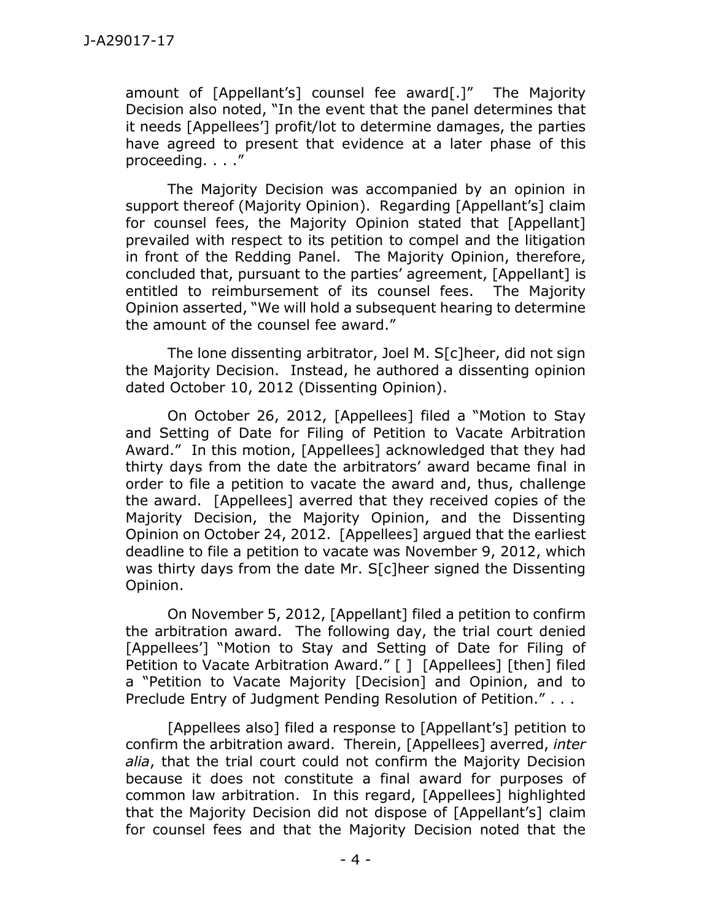amount of [Appellant's] counsel fee award[.]" The Majority Decision also noted, "In the event that the panel determines that it needs [Appellees'] profit/lot to determine damages, the parties have agreed to present that evidence at a later phase of this proceeding. . . ."

The Majority Decision was accompanied by an opinion in support thereof (Majority Opinion). Regarding [Appellant's] claim for counsel fees, the Majority Opinion stated that [Appellant] prevailed with respect to its petition to compel and the litigation in front of the Redding Panel. The Majority Opinion, therefore, concluded that, pursuant to the parties' agreement, [Appellant] is entitled to reimbursement of its counsel fees. The Majority Opinion asserted, "We will hold a subsequent hearing to determine the amount of the counsel fee award."

The lone dissenting arbitrator, Joel M. S[c]heer, did not sign the Majority Decision. Instead, he authored a dissenting opinion dated October 10, 2012 (Dissenting Opinion).

On October 26, 2012, [Appellees] filed a "Motion to Stay and Setting of Date for Filing of Petition to Vacate Arbitration Award." In this motion, [Appellees] acknowledged that they had thirty days from the date the arbitrators' award became final in order to file a petition to vacate the award and, thus, challenge the award. [Appellees] averred that they received copies of the Majority Decision, the Majority Opinion, and the Dissenting Opinion on October 24, 2012. [Appellees] argued that the earliest deadline to file a petition to vacate was November 9, 2012, which was thirty days from the date Mr. S[c]heer signed the Dissenting Opinion.

On November 5, 2012, [Appellant] filed a petition to confirm the arbitration award. The following day, the trial court denied [Appellees'] "Motion to Stay and Setting of Date for Filing of Petition to Vacate Arbitration Award." [ ] [Appellees] [then] filed a "Petition to Vacate Majority [Decision] and Opinion, and to Preclude Entry of Judgment Pending Resolution of Petition." . . .

[Appellees also] filed a response to [Appellant's] petition to confirm the arbitration award. Therein, [Appellees] averred, *inter alia*, that the trial court could not confirm the Majority Decision because it does not constitute a final award for purposes of common law arbitration. In this regard, [Appellees] highlighted that the Majority Decision did not dispose of [Appellant's] claim for counsel fees and that the Majority Decision noted that the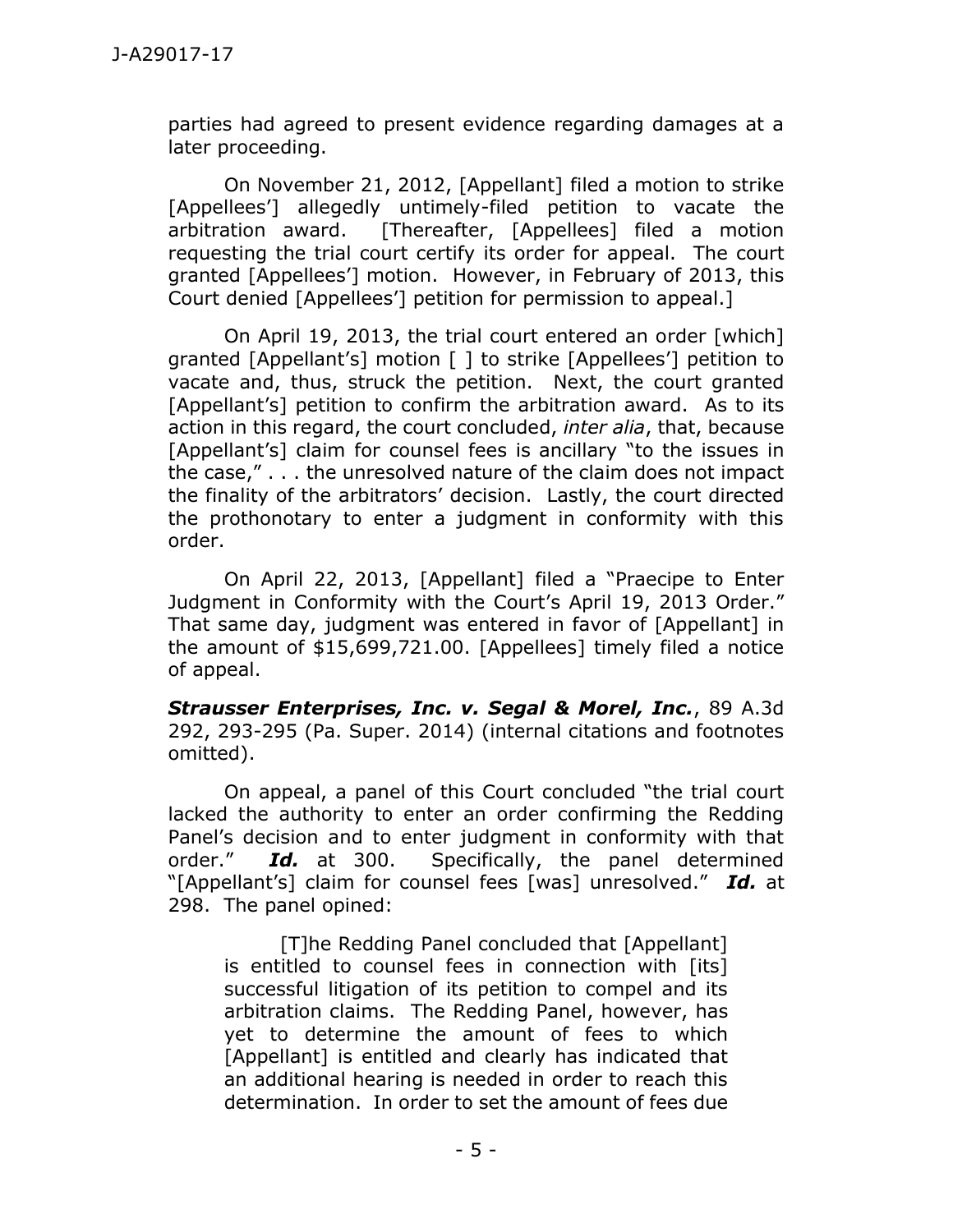parties had agreed to present evidence regarding damages at a later proceeding.

On November 21, 2012, [Appellant] filed a motion to strike [Appellees'] allegedly untimely-filed petition to vacate the arbitration award. [Thereafter, [Appellees] filed a motion requesting the trial court certify its order for appeal. The court granted [Appellees'] motion. However, in February of 2013, this Court denied [Appellees'] petition for permission to appeal.]

On April 19, 2013, the trial court entered an order [which] granted [Appellant's] motion [ ] to strike [Appellees'] petition to vacate and, thus, struck the petition. Next, the court granted [Appellant's] petition to confirm the arbitration award. As to its action in this regard, the court concluded, *inter alia*, that, because [Appellant's] claim for counsel fees is ancillary "to the issues in the case," . . . the unresolved nature of the claim does not impact the finality of the arbitrators' decision. Lastly, the court directed the prothonotary to enter a judgment in conformity with this order.

On April 22, 2013, [Appellant] filed a "Praecipe to Enter Judgment in Conformity with the Court's April 19, 2013 Order." That same day, judgment was entered in favor of [Appellant] in the amount of $15,699,721.00. [Appellees] timely filed a notice of appeal.

***Strausser Enterprises, Inc. v. Segal & Morel, Inc.***, 89 A.3d 292, 293-295 (Pa. Super. 2014) (internal citations and footnotes omitted).

On appeal, a panel of this Court concluded "the trial court lacked the authority to enter an order confirming the Redding Panel's decision and to enter judgment in conformity with that order." ***Id.*** at 300. Specifically, the panel determined "[Appellant's] claim for counsel fees [was] unresolved." ***Id.*** at 298. The panel opined:

> [T]he Redding Panel concluded that [Appellant] is entitled to counsel fees in connection with [its] successful litigation of its petition to compel and its arbitration claims. The Redding Panel, however, has yet to determine the amount of fees to which [Appellant] is entitled and clearly has indicated that an additional hearing is needed in order to reach this determination. In order to set the amount of fees due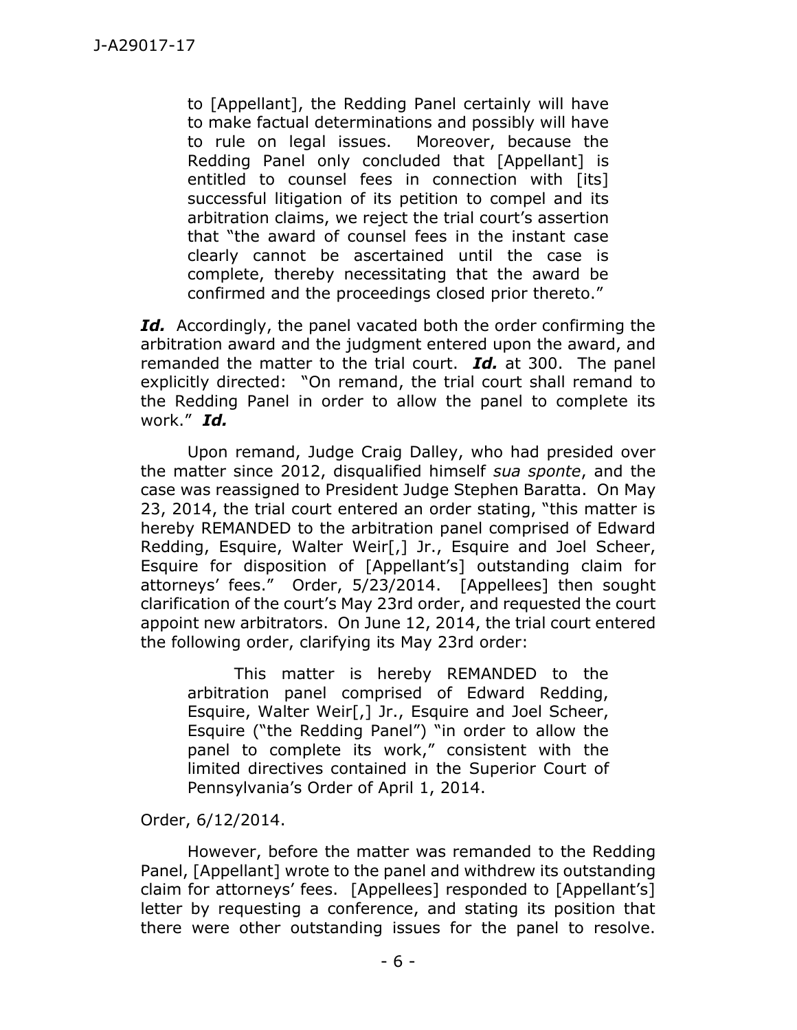to [Appellant], the Redding Panel certainly will have to make factual determinations and possibly will have to rule on legal issues. Moreover, because the Redding Panel only concluded that [Appellant] is entitled to counsel fees in connection with [its] successful litigation of its petition to compel and its arbitration claims, we reject the trial court's assertion that "the award of counsel fees in the instant case clearly cannot be ascertained until the case is complete, thereby necessitating that the award be confirmed and the proceedings closed prior thereto."

> ***Id.*** Accordingly, the panel vacated both the order confirming the arbitration award and the judgment entered upon the award, and remanded the matter to the trial court. ***Id.*** at 300. The panel explicitly directed: "On remand, the trial court shall remand to the Redding Panel in order to allow the panel to complete its work." ***Id.***

Upon remand, Judge Craig Dalley, who had presided over the matter since 2012, disqualified himself *sua sponte*, and the case was reassigned to President Judge Stephen Baratta. On May 23, 2014, the trial court entered an order stating, "this matter is hereby REMANDED to the arbitration panel comprised of Edward Redding, Esquire, Walter Weir[,] Jr., Esquire and Joel Scheer, Esquire for disposition of [Appellant's] outstanding claim for attorneys' fees." Order, 5/23/2014. [Appellees] then sought clarification of the court's May 23rd order, and requested the court appoint new arbitrators. On June 12, 2014, the trial court entered the following order, clarifying its May 23rd order:

> This matter is hereby REMANDED to the arbitration panel comprised of Edward Redding, Esquire, Walter Weir[,] Jr., Esquire and Joel Scheer, Esquire ("the Redding Panel") "in order to allow the panel to complete its work," consistent with the limited directives contained in the Superior Court of Pennsylvania's Order of April 1, 2014.

Order, 6/12/2014.

However, before the matter was remanded to the Redding Panel, [Appellant] wrote to the panel and withdrew its outstanding claim for attorneys' fees. [Appellees] responded to [Appellant's] letter by requesting a conference, and stating its position that there were other outstanding issues for the panel to resolve.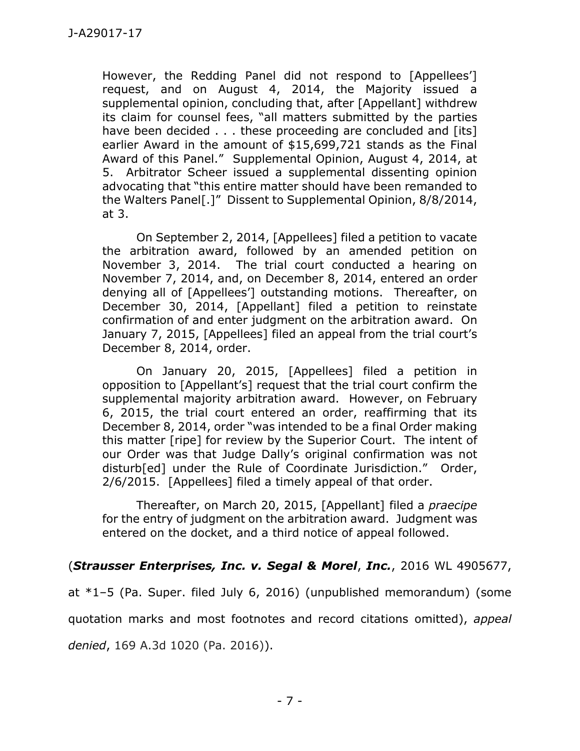> However, the Redding Panel did not respond to [Appellees'] request, and on August 4, 2014, the Majority issued a supplemental opinion, concluding that, after [Appellant] withdrew its claim for counsel fees, "all matters submitted by the parties have been decided . . . these proceeding are concluded and [its] earlier Award in the amount of $15,699,721 stands as the Final Award of this Panel." Supplemental Opinion, August 4, 2014, at 5. Arbitrator Scheer issued a supplemental dissenting opinion advocating that "this entire matter should have been remanded to the Walters Panel[.]" Dissent to Supplemental Opinion, 8/8/2014, at 3.
>
> On September 2, 2014, [Appellees] filed a petition to vacate the arbitration award, followed by an amended petition on November 3, 2014. The trial court conducted a hearing on November 7, 2014, and, on December 8, 2014, entered an order denying all of [Appellees'] outstanding motions. Thereafter, on December 30, 2014, [Appellant] filed a petition to reinstate confirmation of and enter judgment on the arbitration award. On January 7, 2015, [Appellees] filed an appeal from the trial court's December 8, 2014, order.
>
> On January 20, 2015, [Appellees] filed a petition in opposition to [Appellant's] request that the trial court confirm the supplemental majority arbitration award. However, on February 6, 2015, the trial court entered an order, reaffirming that its December 8, 2014, order "was intended to be a final Order making this matter [ripe] for review by the Superior Court. The intent of our Order was that Judge Dally's original confirmation was not disturb[ed] under the Rule of Coordinate Jurisdiction." Order, 2/6/2015. [Appellees] filed a timely appeal of that order.
>
> Thereafter, on March 20, 2015, [Appellant] filed a *praecipe* for the entry of judgment on the arbitration award. Judgment was entered on the docket, and a third notice of appeal followed.

(***Strausser Enterprises, Inc. v. Segal & Morel***, ***Inc.***, 2016 WL 4905677, at *1–5 (Pa. Super. filed July 6, 2016) (unpublished memorandum) (some quotation marks and most footnotes and record citations omitted), *appeal denied*, 169 A.3d 1020 (Pa. 2016)).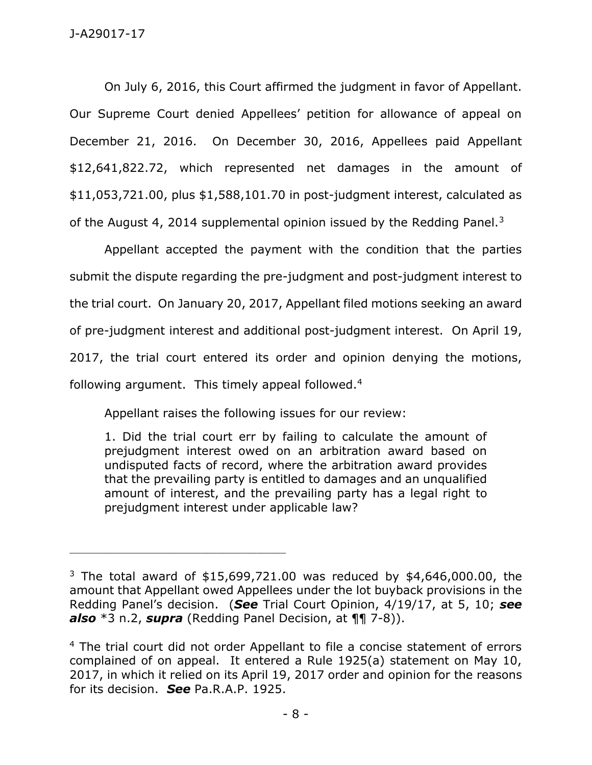On July 6, 2016, this Court affirmed the judgment in favor of Appellant. Our Supreme Court denied Appellees' petition for allowance of appeal on December 21, 2016. On December 30, 2016, Appellees paid Appellant $12,641,822.72, which represented net damages in the amount of $11,053,721.00, plus $1,588,101.70 in post-judgment interest, calculated as of the August 4, 2014 supplemental opinion issued by the Redding Panel.[3]

Appellant accepted the payment with the condition that the parties submit the dispute regarding the pre-judgment and post-judgment interest to the trial court. On January 20, 2017, Appellant filed motions seeking an award of pre-judgment interest and additional post-judgment interest. On April 19, 2017, the trial court entered its order and opinion denying the motions, following argument. This timely appeal followed.[4]

Appellant raises the following issues for our review:

> 1. Did the trial court err by failing to calculate the amount of prejudgment interest owed on an arbitration award based on undisputed facts of record, where the arbitration award provides that the prevailing party is entitled to damages and an unqualified amount of interest, and the prevailing party has a legal right to prejudgment interest under applicable law?

---

[3] The total award of $15,699,721.00 was reduced by $4,646,000.00, the amount that Appellant owed Appellees under the lot buyback provisions in the Redding Panel's decision. (***See*** Trial Court Opinion, 4/19/17, at 5, 10; ***see also*** *3 n.2, ***supra*** (Redding Panel Decision, at ¶¶ 7-8)).

[4] The trial court did not order Appellant to file a concise statement of errors complained of on appeal. It entered a Rule 1925(a) statement on May 10, 2017, in which it relied on its April 19, 2017 order and opinion for the reasons for its decision. ***See*** Pa.R.A.P. 1925.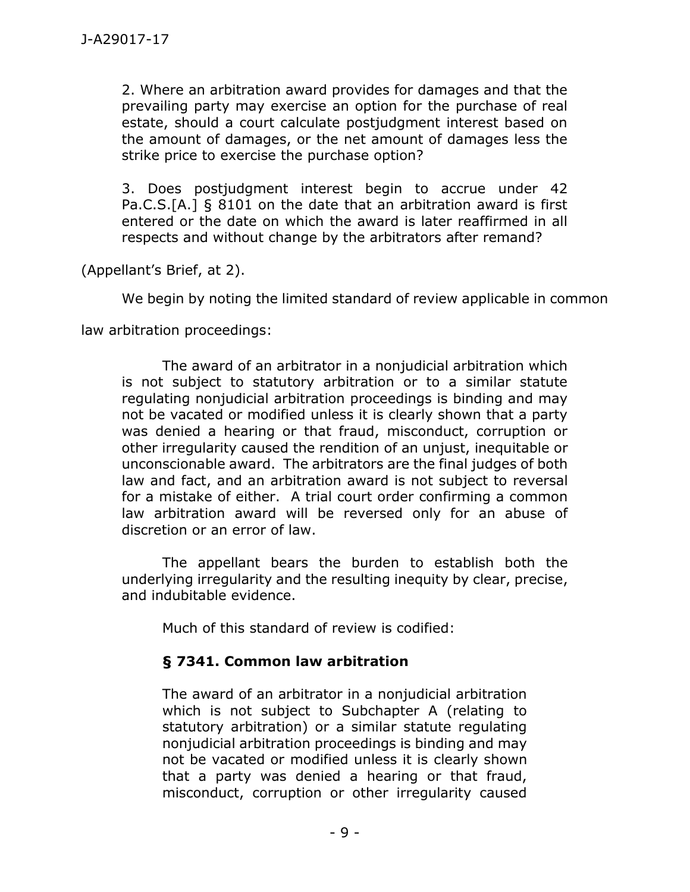2. Where an arbitration award provides for damages and that the prevailing party may exercise an option for the purchase of real estate, should a court calculate postjudgment interest based on the amount of damages, or the net amount of damages less the strike price to exercise the purchase option?

3. Does postjudgment interest begin to accrue under 42 Pa.C.S.[A.] § 8101 on the date that an arbitration award is first entered or the date on which the award is later reaffirmed in all respects and without change by the arbitrators after remand?

(Appellant's Brief, at 2).

We begin by noting the limited standard of review applicable in common law arbitration proceedings:

> The award of an arbitrator in a nonjudicial arbitration which is not subject to statutory arbitration or to a similar statute regulating nonjudicial arbitration proceedings is binding and may not be vacated or modified unless it is clearly shown that a party was denied a hearing or that fraud, misconduct, corruption or other irregularity caused the rendition of an unjust, inequitable or unconscionable award. The arbitrators are the final judges of both law and fact, and an arbitration award is not subject to reversal for a mistake of either. A trial court order confirming a common law arbitration award will be reversed only for an abuse of discretion or an error of law.
>
> The appellant bears the burden to establish both the underlying irregularity and the resulting inequity by clear, precise, and indubitable evidence.
>
> Much of this standard of review is codified:
>
> **§ 7341. Common law arbitration**
>
> > The award of an arbitrator in a nonjudicial arbitration which is not subject to Subchapter A (relating to statutory arbitration) or a similar statute regulating nonjudicial arbitration proceedings is binding and may not be vacated or modified unless it is clearly shown that a party was denied a hearing or that fraud, misconduct, corruption or other irregularity caused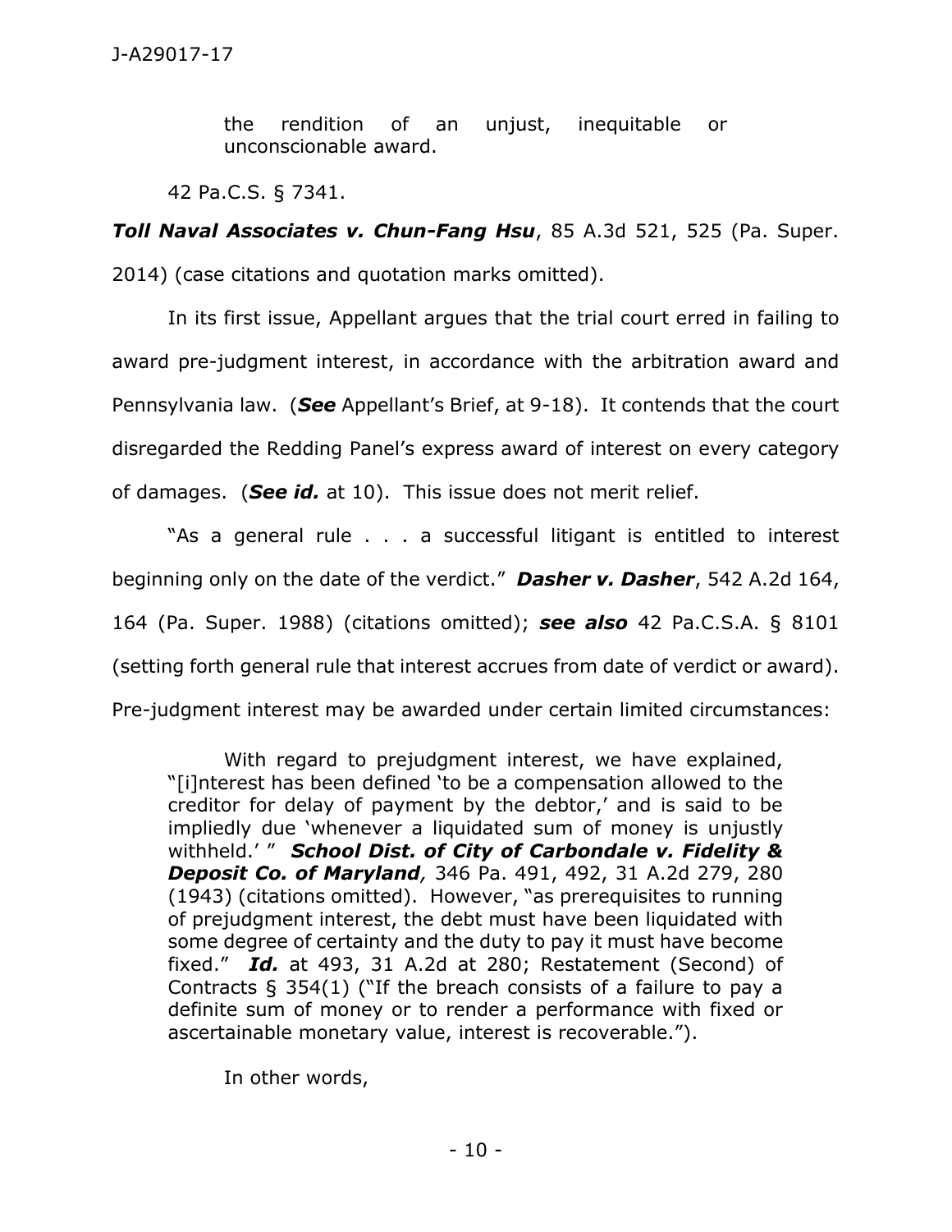> the rendition of an unjust, inequitable or unconscionable award.

42 Pa.C.S. § 7341.

***Toll Naval Associates v. Chun-Fang Hsu***, 85 A.3d 521, 525 (Pa. Super. 2014) (case citations and quotation marks omitted).

In its first issue, Appellant argues that the trial court erred in failing to award pre-judgment interest, in accordance with the arbitration award and Pennsylvania law. (***See*** Appellant's Brief, at 9-18). It contends that the court disregarded the Redding Panel's express award of interest on every category of damages. (***See id.*** at 10). This issue does not merit relief.

"As a general rule . . . a successful litigant is entitled to interest beginning only on the date of the verdict." ***Dasher v. Dasher***, 542 A.2d 164, 164 (Pa. Super. 1988) (citations omitted); ***see also*** 42 Pa.C.S.A. § 8101 (setting forth general rule that interest accrues from date of verdict or award). Pre-judgment interest may be awarded under certain limited circumstances:

> With regard to prejudgment interest, we have explained, "[i]nterest has been defined 'to be a compensation allowed to the creditor for delay of payment by the debtor,' and is said to be impliedly due 'whenever a liquidated sum of money is unjustly withheld.' " ***School Dist. of City of Carbondale v. Fidelity & Deposit Co. of Maryland,*** 346 Pa. 491, 492, 31 A.2d 279, 280 (1943) (citations omitted). However, "as prerequisites to running of prejudgment interest, the debt must have been liquidated with some degree of certainty and the duty to pay it must have become fixed." ***Id.*** at 493, 31 A.2d at 280; Restatement (Second) of Contracts § 354(1) ("If the breach consists of a failure to pay a definite sum of money or to render a performance with fixed or ascertainable monetary value, interest is recoverable.").
>
> In other words,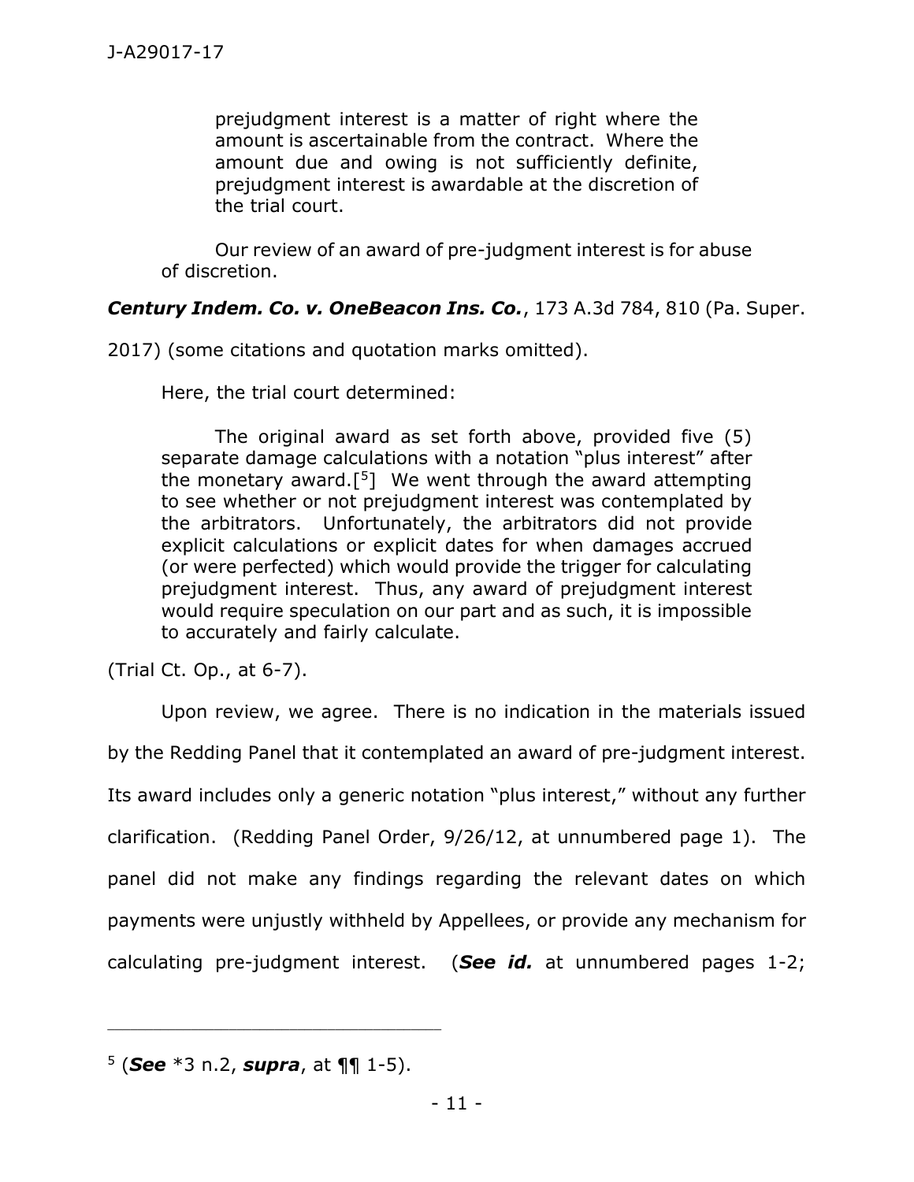> prejudgment interest is a matter of right where the amount is ascertainable from the contract. Where the amount due and owing is not sufficiently definite, prejudgment interest is awardable at the discretion of the trial court.
>
> Our review of an award of pre-judgment interest is for abuse of discretion.

***Century Indem. Co. v. OneBeacon Ins. Co.***, 173 A.3d 784, 810 (Pa. Super. 2017) (some citations and quotation marks omitted).

Here, the trial court determined:

> The original award as set forth above, provided five (5) separate damage calculations with a notation "plus interest" after the monetary award.[5] We went through the award attempting to see whether or not prejudgment interest was contemplated by the arbitrators. Unfortunately, the arbitrators did not provide explicit calculations or explicit dates for when damages accrued (or were perfected) which would provide the trigger for calculating prejudgment interest. Thus, any award of prejudgment interest would require speculation on our part and as such, it is impossible to accurately and fairly calculate.

(Trial Ct. Op., at 6-7).

Upon review, we agree. There is no indication in the materials issued by the Redding Panel that it contemplated an award of pre-judgment interest. Its award includes only a generic notation "plus interest," without any further clarification. (Redding Panel Order, 9/26/12, at unnumbered page 1). The panel did not make any findings regarding the relevant dates on which payments were unjustly withheld by Appellees, or provide any mechanism for calculating pre-judgment interest. (***See id.*** at unnumbered pages 1-2;

---

[5] (***See*** *3 n.2, ***supra***, at ¶¶ 1-5).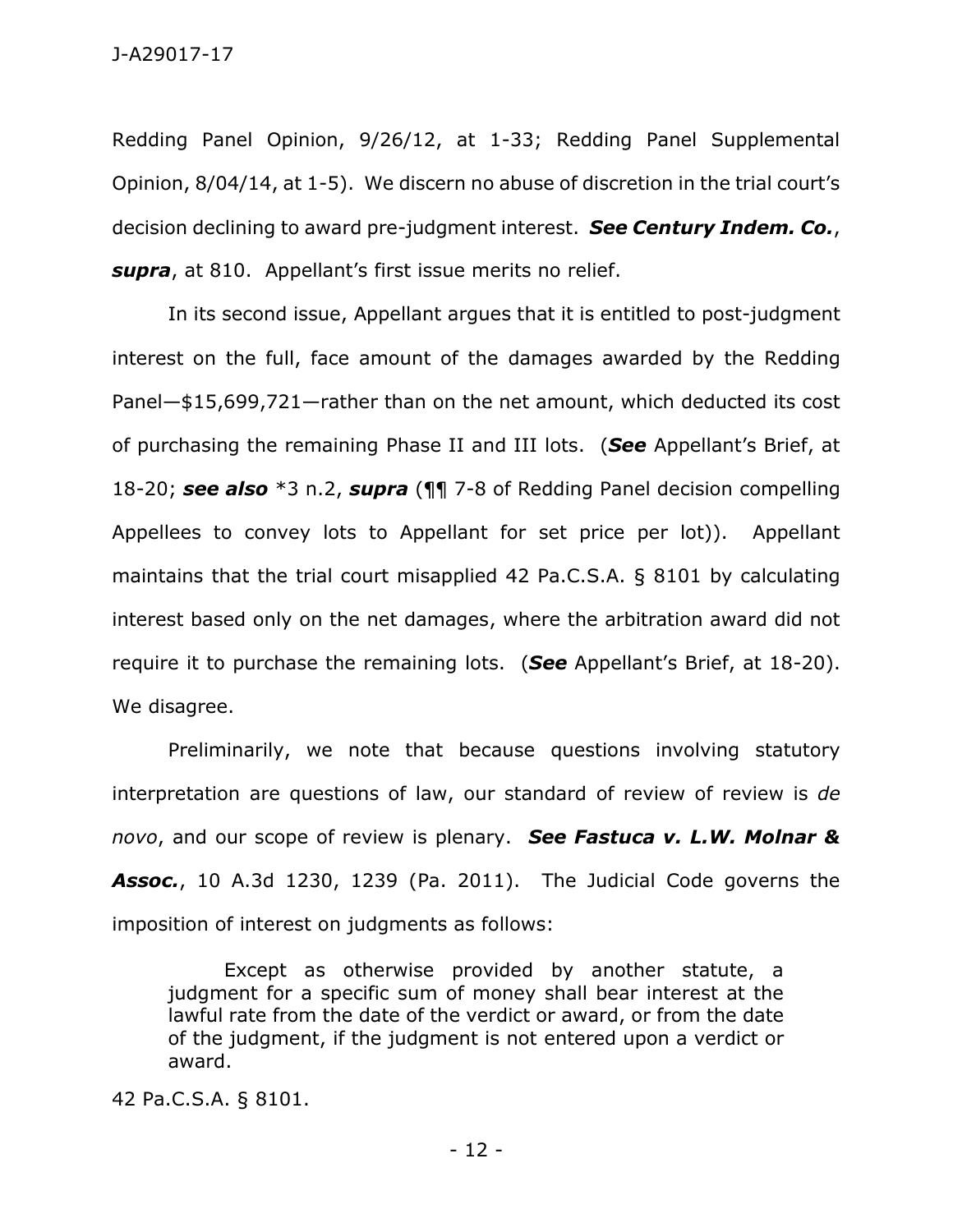Redding Panel Opinion, 9/26/12, at 1-33; Redding Panel Supplemental Opinion, 8/04/14, at 1-5). We discern no abuse of discretion in the trial court's decision declining to award pre-judgment interest. ***See Century Indem. Co.***, ***supra***, at 810. Appellant's first issue merits no relief.

In its second issue, Appellant argues that it is entitled to post-judgment interest on the full, face amount of the damages awarded by the Redding Panel—$15,699,721—rather than on the net amount, which deducted its cost of purchasing the remaining Phase II and III lots. (***See*** Appellant's Brief, at 18-20; ***see also*** *3 n.2, ***supra*** (¶¶ 7-8 of Redding Panel decision compelling Appellees to convey lots to Appellant for set price per lot)). Appellant maintains that the trial court misapplied 42 Pa.C.S.A. § 8101 by calculating interest based only on the net damages, where the arbitration award did not require it to purchase the remaining lots. (***See*** Appellant's Brief, at 18-20). We disagree.

Preliminarily, we note that because questions involving statutory interpretation are questions of law, our standard of review of review is *de novo*, and our scope of review is plenary. ***See Fastuca v. L.W. Molnar & Assoc.***, 10 A.3d 1230, 1239 (Pa. 2011). The Judicial Code governs the imposition of interest on judgments as follows:

> Except as otherwise provided by another statute, a judgment for a specific sum of money shall bear interest at the lawful rate from the date of the verdict or award, or from the date of the judgment, if the judgment is not entered upon a verdict or award.

42 Pa.C.S.A. § 8101.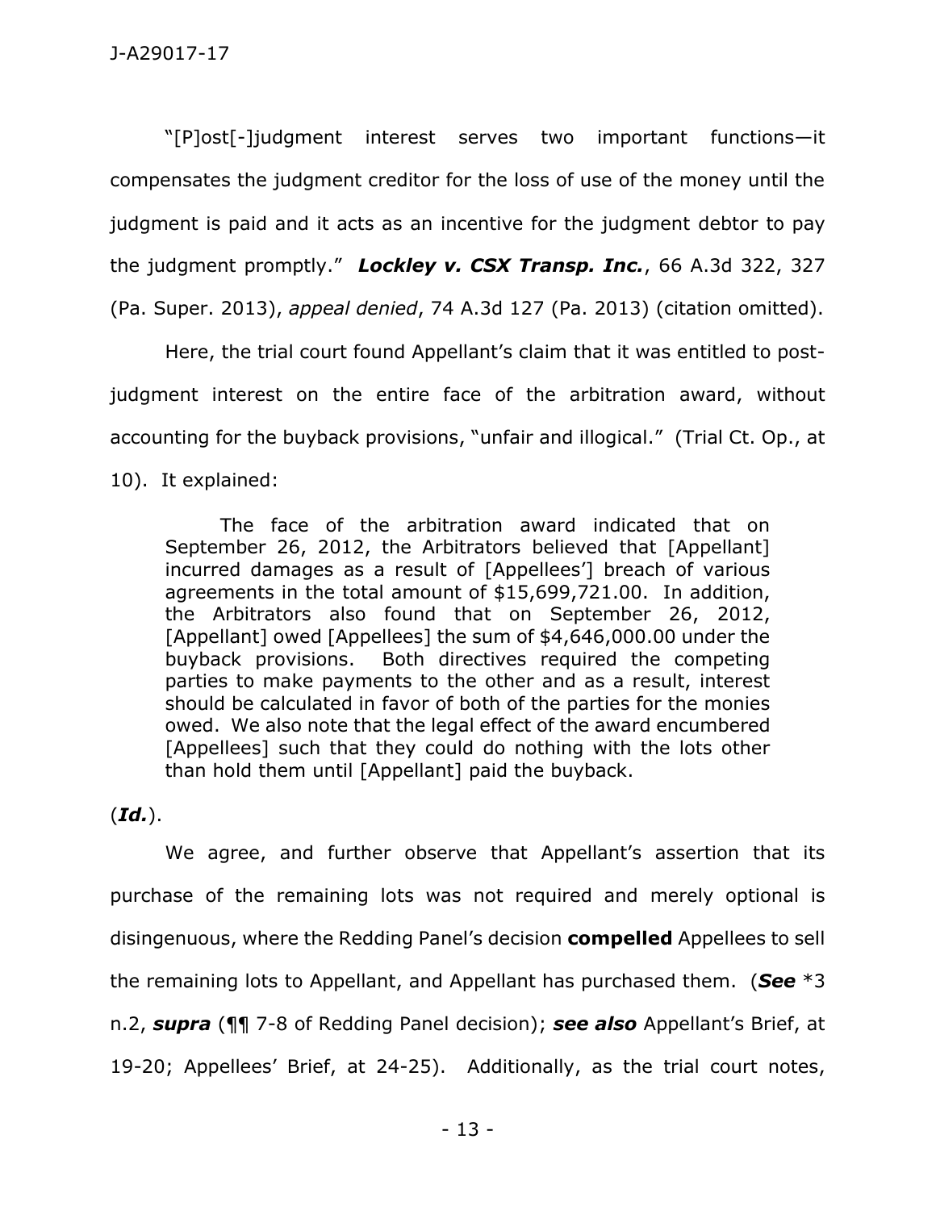"[P]ost[-]judgment interest serves two important functions—it compensates the judgment creditor for the loss of use of the money until the judgment is paid and it acts as an incentive for the judgment debtor to pay the judgment promptly." ***Lockley v. CSX Transp. Inc.***, 66 A.3d 322, 327 (Pa. Super. 2013), *appeal denied*, 74 A.3d 127 (Pa. 2013) (citation omitted).

Here, the trial court found Appellant's claim that it was entitled to post-judgment interest on the entire face of the arbitration award, without accounting for the buyback provisions, "unfair and illogical." (Trial Ct. Op., at 10). It explained:

> The face of the arbitration award indicated that on September 26, 2012, the Arbitrators believed that [Appellant] incurred damages as a result of [Appellees'] breach of various agreements in the total amount of $15,699,721.00. In addition, the Arbitrators also found that on September 26, 2012, [Appellant] owed [Appellees] the sum of $4,646,000.00 under the buyback provisions. Both directives required the competing parties to make payments to the other and as a result, interest should be calculated in favor of both of the parties for the monies owed. We also note that the legal effect of the award encumbered [Appellees] such that they could do nothing with the lots other than hold them until [Appellant] paid the buyback.

(***Id.***).

We agree, and further observe that Appellant's assertion that its purchase of the remaining lots was not required and merely optional is disingenuous, where the Redding Panel's decision **compelled** Appellees to sell the remaining lots to Appellant, and Appellant has purchased them. (***See*** *3 n.2, ***supra*** (¶¶ 7-8 of Redding Panel decision); ***see also*** Appellant's Brief, at 19-20; Appellees' Brief, at 24-25). Additionally, as the trial court notes,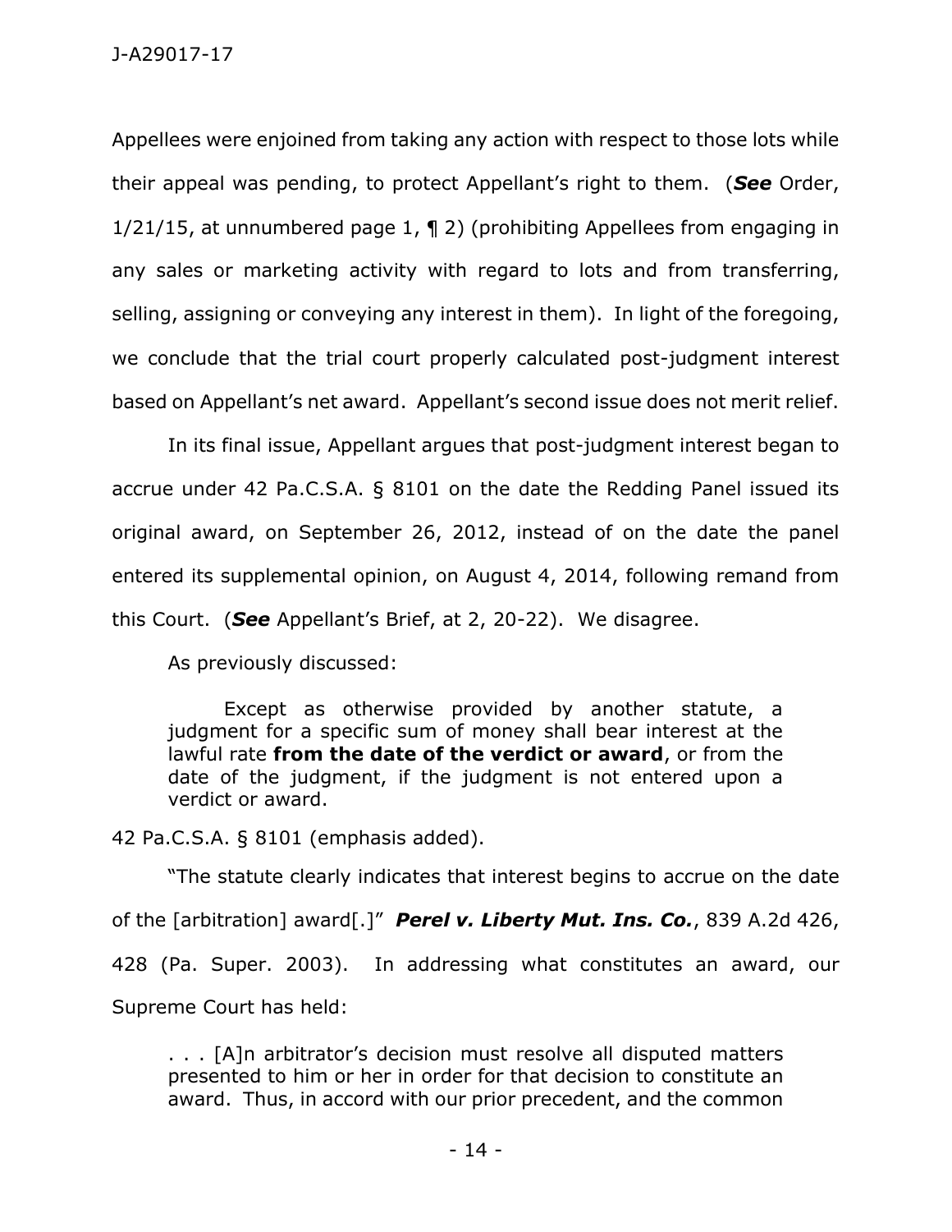Appellees were enjoined from taking any action with respect to those lots while their appeal was pending, to protect Appellant's right to them. (***See*** Order, 1/21/15, at unnumbered page 1, ¶ 2) (prohibiting Appellees from engaging in any sales or marketing activity with regard to lots and from transferring, selling, assigning or conveying any interest in them). In light of the foregoing, we conclude that the trial court properly calculated post-judgment interest based on Appellant's net award. Appellant's second issue does not merit relief.

In its final issue, Appellant argues that post-judgment interest began to accrue under 42 Pa.C.S.A. § 8101 on the date the Redding Panel issued its original award, on September 26, 2012, instead of on the date the panel entered its supplemental opinion, on August 4, 2014, following remand from this Court. (***See*** Appellant's Brief, at 2, 20-22). We disagree.

As previously discussed:

> Except as otherwise provided by another statute, a judgment for a specific sum of money shall bear interest at the lawful rate **from the date of the verdict or award**, or from the date of the judgment, if the judgment is not entered upon a verdict or award.

42 Pa.C.S.A. § 8101 (emphasis added).

"The statute clearly indicates that interest begins to accrue on the date of the [arbitration] award[.]" ***Perel v. Liberty Mut. Ins. Co.***, 839 A.2d 426, 428 (Pa. Super. 2003). In addressing what constitutes an award, our Supreme Court has held:

> . . . [A]n arbitrator's decision must resolve all disputed matters presented to him or her in order for that decision to constitute an award. Thus, in accord with our prior precedent, and the common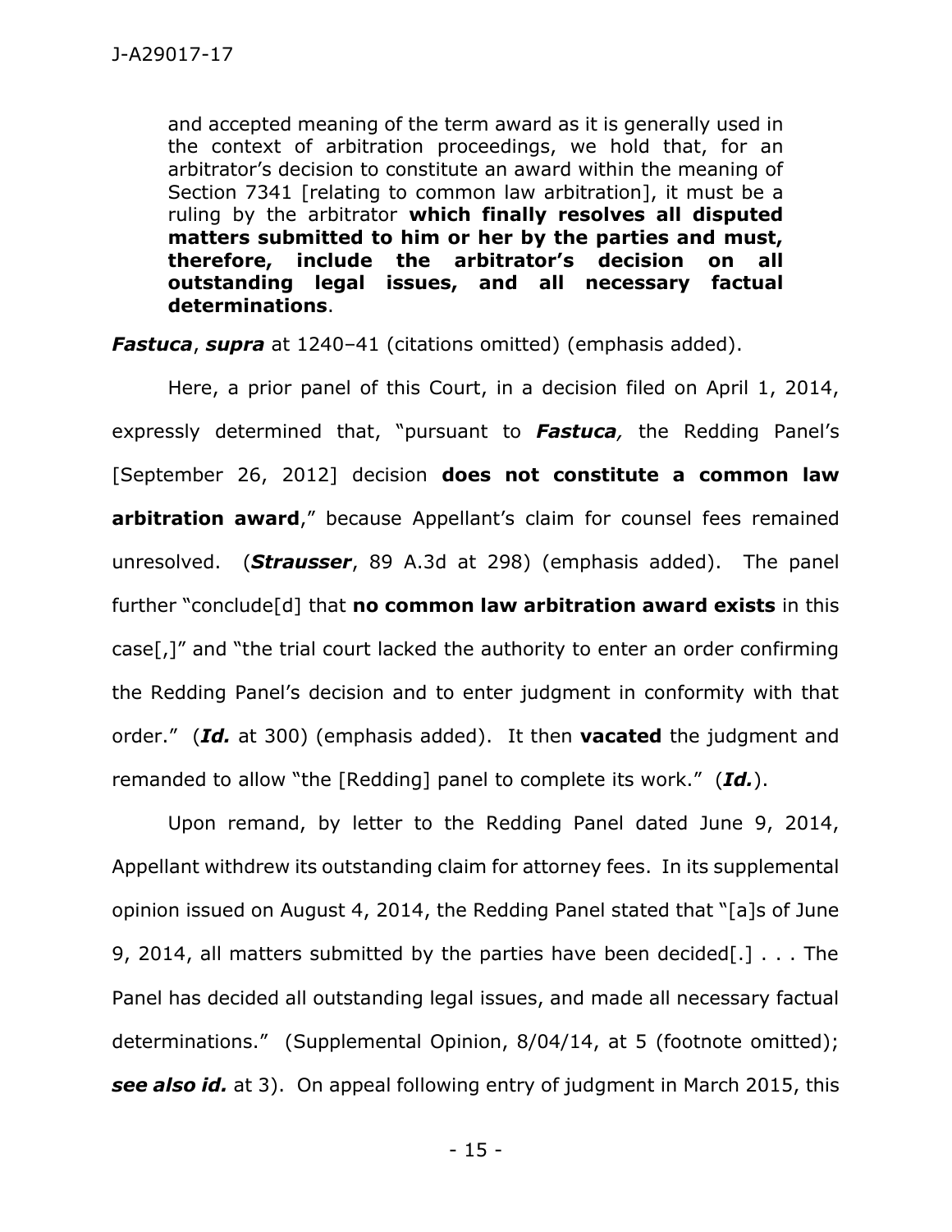and accepted meaning of the term award as it is generally used in the context of arbitration proceedings, we hold that, for an arbitrator's decision to constitute an award within the meaning of Section 7341 [relating to common law arbitration], it must be a ruling by the arbitrator **which finally resolves all disputed matters submitted to him or her by the parties and must, therefore, include the arbitrator's decision on all outstanding legal issues, and all necessary factual determinations**.

***Fastuca***, ***supra*** at 1240–41 (citations omitted) (emphasis added).

Here, a prior panel of this Court, in a decision filed on April 1, 2014, expressly determined that, "pursuant to ***Fastuca,*** the Redding Panel's [September 26, 2012] decision **does not constitute a common law arbitration award**," because Appellant's claim for counsel fees remained unresolved. (***Strausser***, 89 A.3d at 298) (emphasis added). The panel further "conclude[d] that **no common law arbitration award exists** in this case[,]" and "the trial court lacked the authority to enter an order confirming the Redding Panel's decision and to enter judgment in conformity with that order." (***Id.*** at 300) (emphasis added). It then **vacated** the judgment and remanded to allow "the [Redding] panel to complete its work." (***Id.***).

Upon remand, by letter to the Redding Panel dated June 9, 2014, Appellant withdrew its outstanding claim for attorney fees. In its supplemental opinion issued on August 4, 2014, the Redding Panel stated that "[a]s of June 9, 2014, all matters submitted by the parties have been decided[.] . . . The Panel has decided all outstanding legal issues, and made all necessary factual determinations." (Supplemental Opinion, 8/04/14, at 5 (footnote omitted); ***see also id.*** at 3). On appeal following entry of judgment in March 2015, this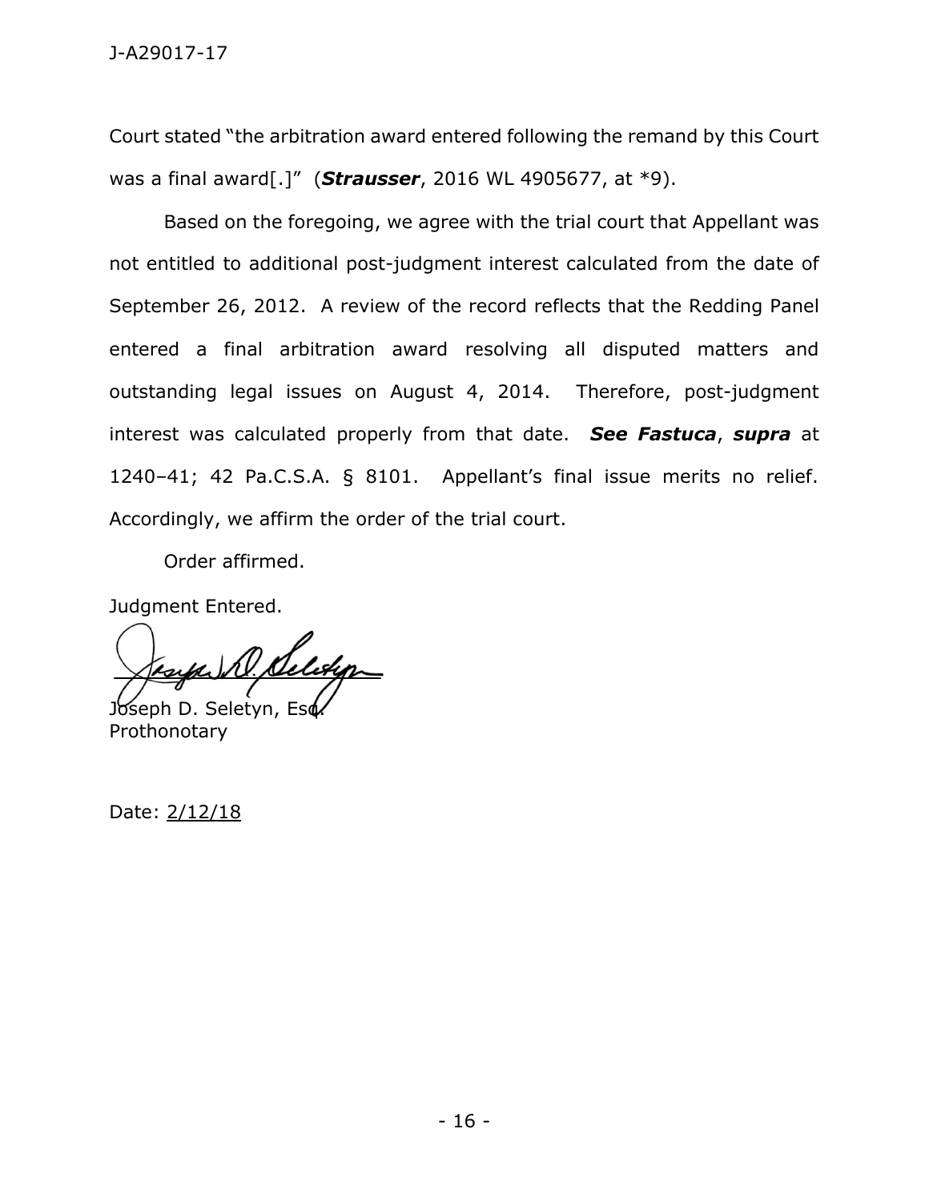Court stated "the arbitration award entered following the remand by this Court was a final award[.]" (***Strausser***, 2016 WL 4905677, at *9).

Based on the foregoing, we agree with the trial court that Appellant was not entitled to additional post-judgment interest calculated from the date of September 26, 2012. A review of the record reflects that the Redding Panel entered a final arbitration award resolving all disputed matters and outstanding legal issues on August 4, 2014. Therefore, post-judgment interest was calculated properly from that date. ***See Fastuca***, ***supra*** at 1240–41; 42 Pa.C.S.A. § 8101. Appellant's final issue merits no relief. Accordingly, we affirm the order of the trial court.

Order affirmed.

Judgment Entered.

Joseph D. Seletyn, Esq.
Prothonotary

Date: 2/12/18